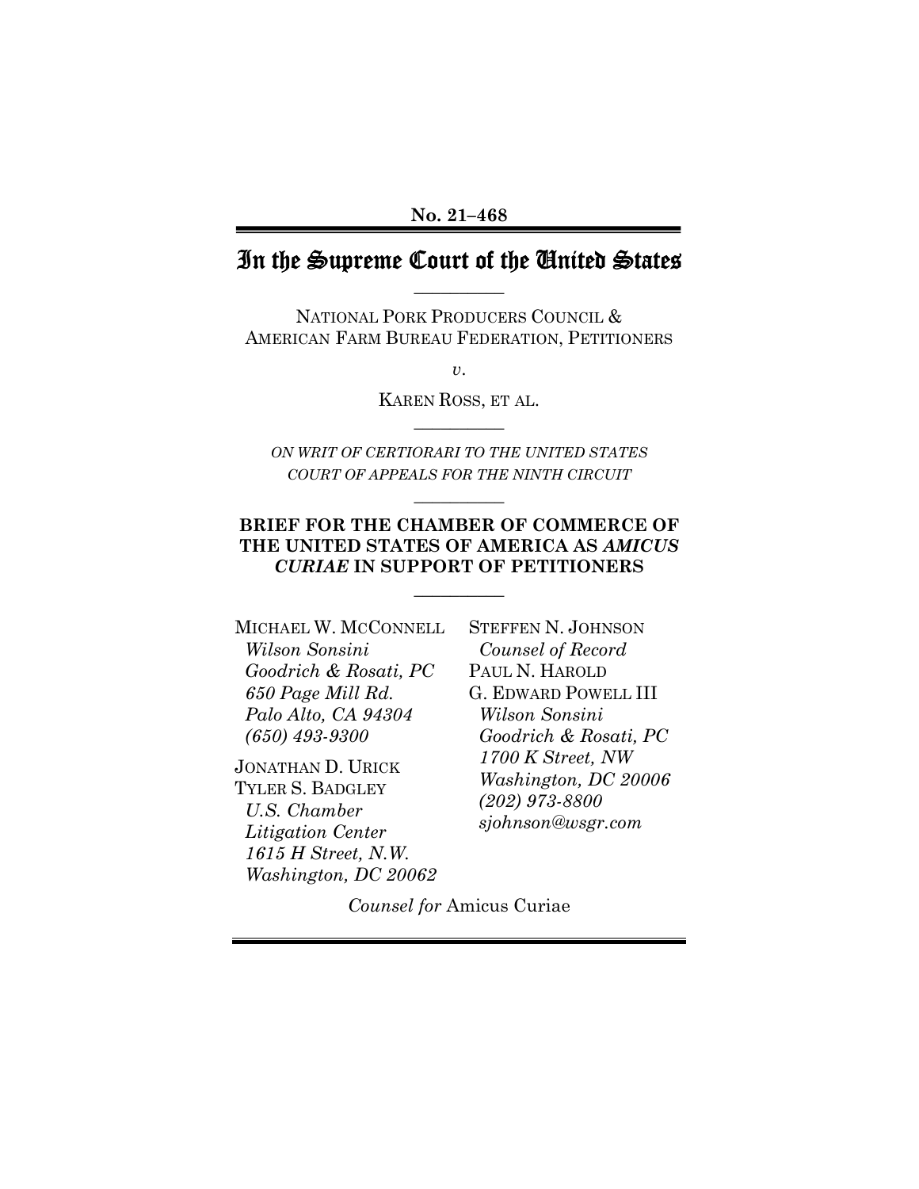**No. 21–468**

# In the Supreme Court of the United States

---

NATIONAL PORK PRODUCERS COUNCIL & AMERICAN FARM BUREAU FEDERATION, PETITIONERS

*v.*

KAREN ROSS, ET AL.

---

*ON WRIT OF CERTIORARI TO THE UNITED STATES COURT OF APPEALS FOR THE NINTH CIRCUIT*

---

**BRIEF FOR THE CHAMBER OF COMMERCE OF THE UNITED STATES OF AMERICA AS *AMICUS CURIAE* IN SUPPORT OF PETITIONERS**

---

MICHAEL W. MCCONNELL
*Wilson Sonsini Goodrich & Rosati, PC*
*650 Page Mill Rd.*
*Palo Alto, CA 94304*
*(650) 493-9300*

JONATHAN D. URICK
TYLER S. BADGLEY
*U.S. Chamber Litigation Center*
*1615 H Street, N.W.*
*Washington, DC 20062*

STEFFEN N. JOHNSON
*Counsel of Record*
PAUL N. HAROLD
G. EDWARD POWELL III
*Wilson Sonsini Goodrich & Rosati, PC*
*1700 K Street, NW*
*Washington, DC 20006*
*(202) 973-8800*
*sjohnson@wsgr.com*

*Counsel for* Amicus Curiae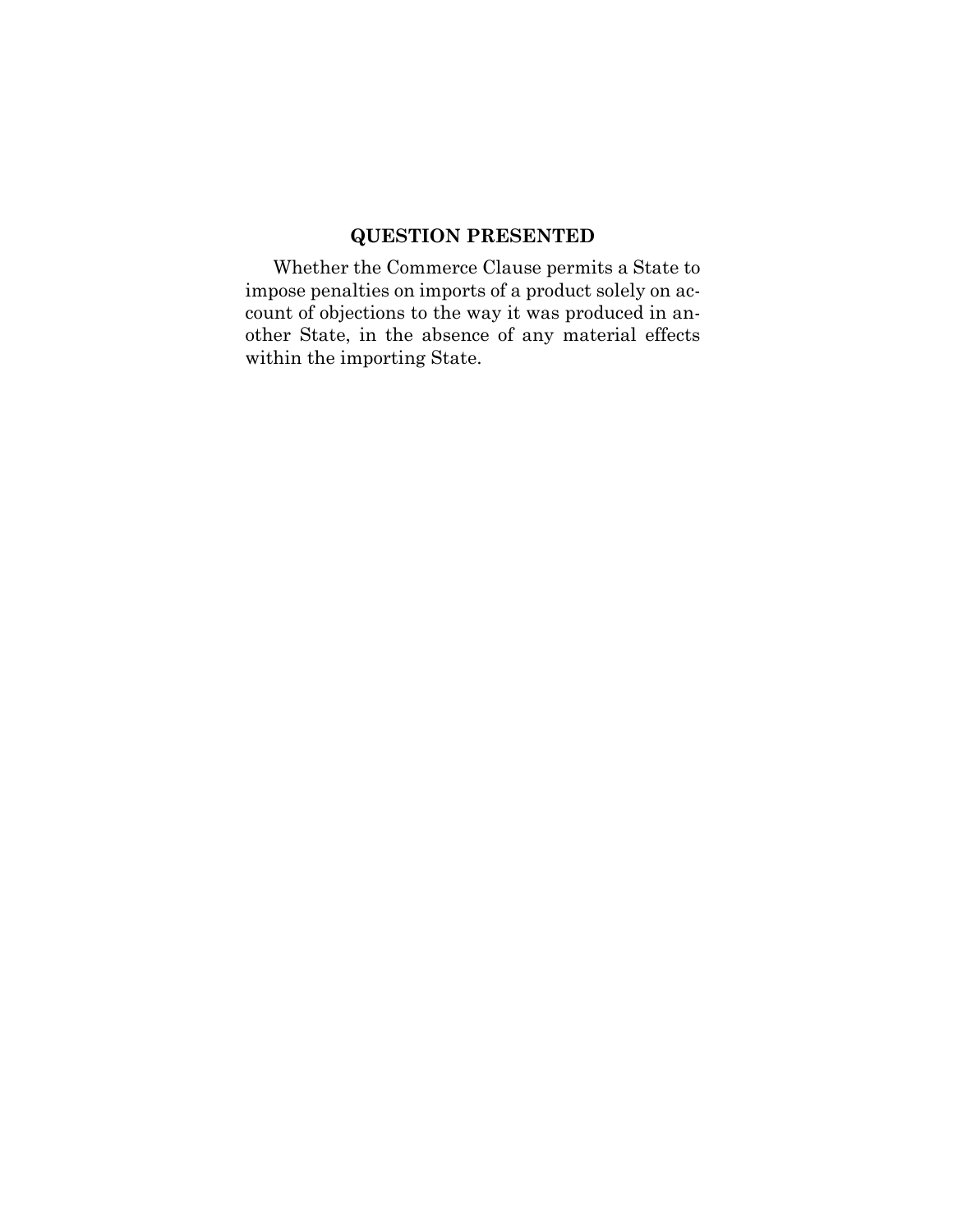## QUESTION PRESENTED

Whether the Commerce Clause permits a State to impose penalties on imports of a product solely on account of objections to the way it was produced in another State, in the absence of any material effects within the importing State.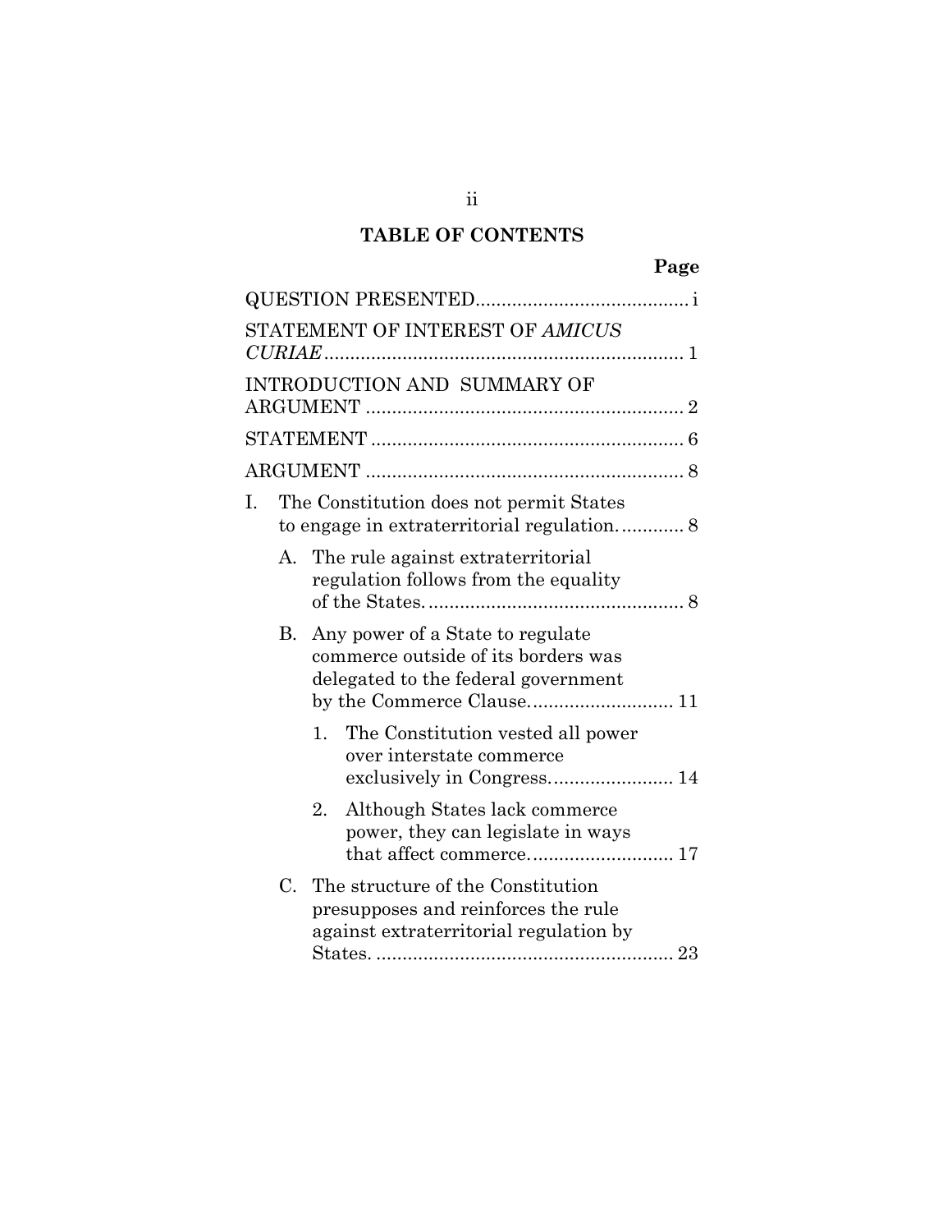## TABLE OF CONTENTS

| | Page |
|---|---|
| QUESTION PRESENTED | i |
| STATEMENT OF INTEREST OF *AMICUS CURIAE* | 1 |
| INTRODUCTION AND SUMMARY OF ARGUMENT | 2 |
| STATEMENT | 6 |
| ARGUMENT | 8 |
| I. The Constitution does not permit States to engage in extraterritorial regulation. | 8 |
| A. The rule against extraterritorial regulation follows from the equality of the States. | 8 |
| B. Any power of a State to regulate commerce outside of its borders was delegated to the federal government by the Commerce Clause. | 11 |
| 1. The Constitution vested all power over interstate commerce exclusively in Congress. | 14 |
| 2. Although States lack commerce power, they can legislate in ways that affect commerce. | 17 |
| C. The structure of the Constitution presupposes and reinforces the rule against extraterritorial regulation by States. | 23 |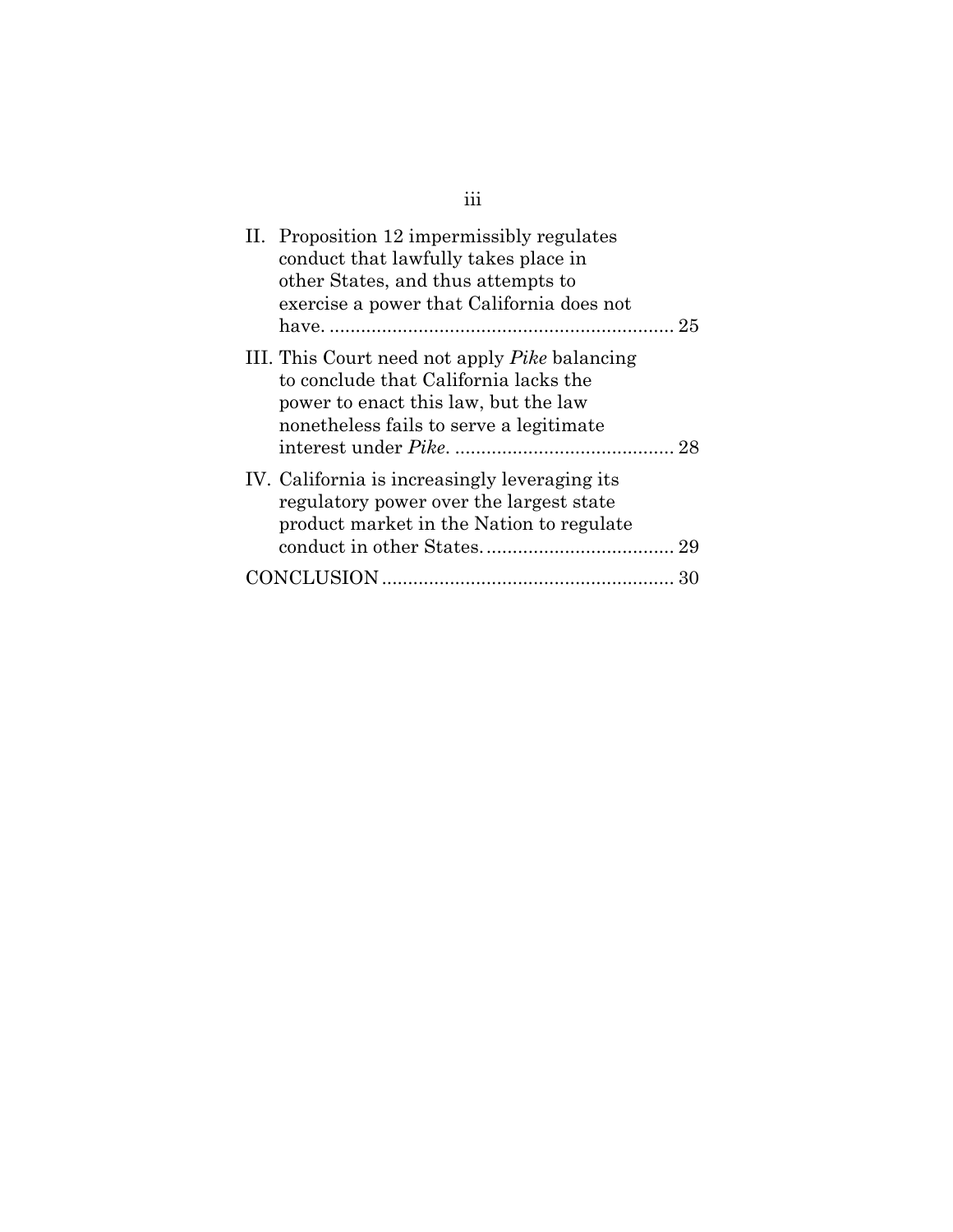II. Proposition 12 impermissibly regulates conduct that lawfully takes place in other States, and thus attempts to exercise a power that California does not have. .................................................................. 25

III. This Court need not apply *Pike* balancing to conclude that California lacks the power to enact this law, but the law nonetheless fails to serve a legitimate interest under *Pike*. .......................................... 28

IV. California is increasingly leveraging its regulatory power over the largest state product market in the Nation to regulate conduct in other States. .................................... 29

CONCLUSION ....................................................... 30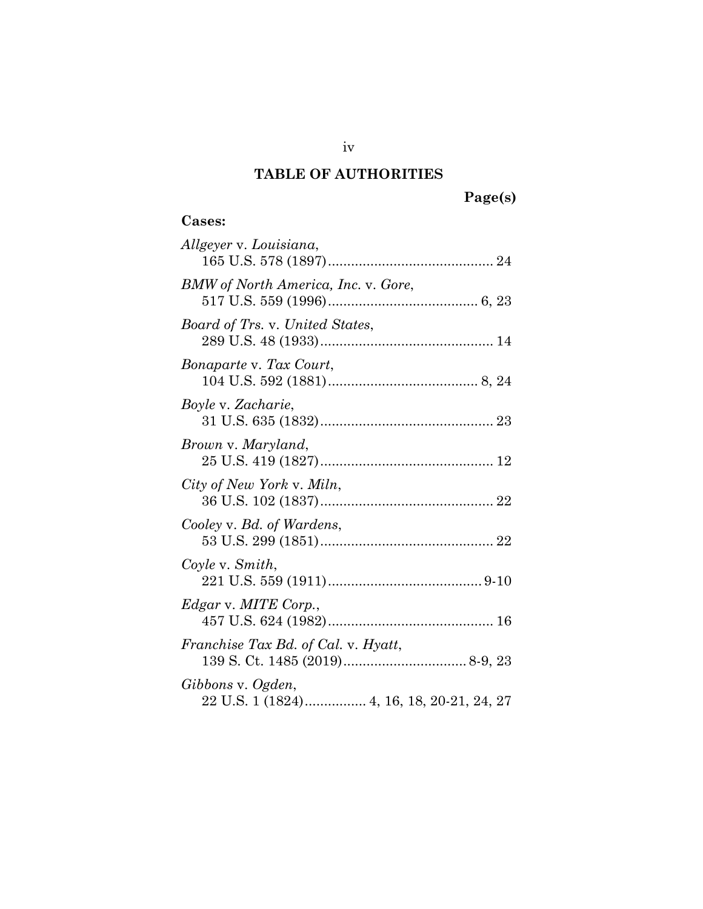# TABLE OF AUTHORITIES

**Page(s)**

**Cases:**

*Allgeyer* v. *Louisiana*,
165 U.S. 578 (1897) .......................................... 24

*BMW of North America, Inc.* v. *Gore*,
517 U.S. 559 (1996) ...................................... 6, 23

*Board of Trs.* v. *United States*,
289 U.S. 48 (1933) ............................................ 14

*Bonaparte* v. *Tax Court*,
104 U.S. 592 (1881) ...................................... 8, 24

*Boyle* v. *Zacharie*,
31 U.S. 635 (1832) ............................................ 23

*Brown* v. *Maryland*,
25 U.S. 419 (1827) ............................................ 12

*City of New York* v. *Miln*,
36 U.S. 102 (1837) ............................................ 22

*Cooley* v. *Bd. of Wardens*,
53 U.S. 299 (1851) ............................................ 22

*Coyle* v. *Smith*,
221 U.S. 559 (1911) ....................................... 9-10

*Edgar* v. *MITE Corp.*,
457 U.S. 624 (1982) .......................................... 16

*Franchise Tax Bd. of Cal.* v. *Hyatt*,
139 S. Ct. 1485 (2019) ............................... 8-9, 23

*Gibbons* v. *Ogden*,
22 U.S. 1 (1824) ............... 4, 16, 18, 20-21, 24, 27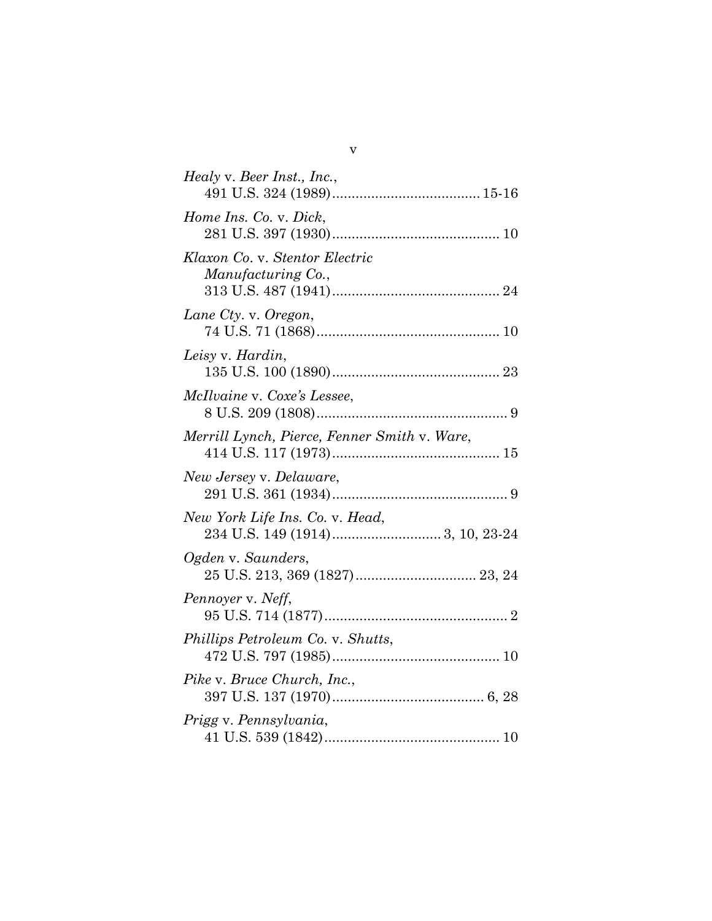*Healy* v. *Beer Inst., Inc.*,
491 U.S. 324 (1989)...................................... 15-16

*Home Ins. Co.* v. *Dick*,
281 U.S. 397 (1930)........................................... 10

*Klaxon Co.* v. *Stentor Electric Manufacturing Co.*,
313 U.S. 487 (1941)........................................... 24

*Lane Cty.* v. *Oregon*,
74 U.S. 71 (1868)............................................... 10

*Leisy* v. *Hardin*,
135 U.S. 100 (1890)........................................... 23

*McIlvaine* v. *Coxe's Lessee*,
8 U.S. 209 (1808)................................................. 9

*Merrill Lynch, Pierce, Fenner Smith* v. *Ware*,
414 U.S. 117 (1973)........................................... 15

*New Jersey* v. *Delaware*,
291 U.S. 361 (1934)............................................. 9

*New York Life Ins. Co.* v. *Head*,
234 U.S. 149 (1914)............................ 3, 10, 23-24

*Ogden* v. *Saunders*,
25 U.S. 213, 369 (1827)............................... 23, 24

*Pennoyer* v. *Neff*,
95 U.S. 714 (1877)................................................ 2

*Phillips Petroleum Co.* v. *Shutts*,
472 U.S. 797 (1985)........................................... 10

*Pike* v. *Bruce Church, Inc.*,
397 U.S. 137 (1970)....................................... 6, 28

*Prigg* v. *Pennsylvania*,
41 U.S. 539 (1842)............................................. 10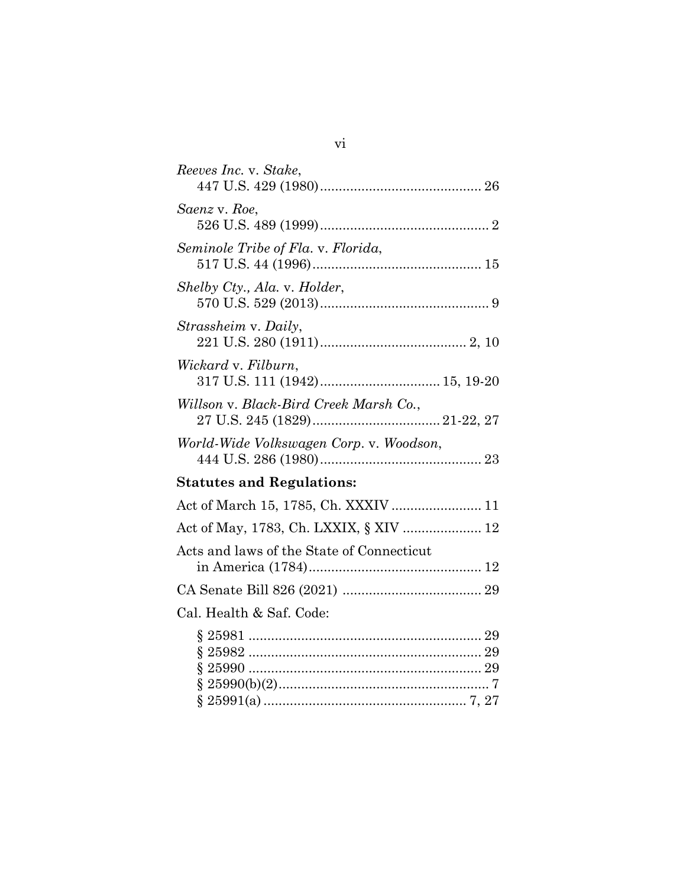*Reeves Inc.* v. *Stake*,
447 U.S. 429 (1980) .......................................... 26

*Saenz* v. *Roe*,
526 U.S. 489 (1999) ............................................ 2

*Seminole Tribe of Fla.* v. *Florida*,
517 U.S. 44 (1996) ............................................ 15

*Shelby Cty., Ala.* v. *Holder*,
570 U.S. 529 (2013) ............................................ 9

*Strassheim* v. *Daily*,
221 U.S. 280 (1911) ...................................... 2, 10

*Wickard* v. *Filburn*,
317 U.S. 111 (1942) ............................... 15, 19-20

*Willson* v. *Black-Bird Creek Marsh Co.*,
27 U.S. 245 (1829) ................................. 21-22, 27

*World-Wide Volkswagen Corp.* v. *Woodson*,
444 U.S. 286 (1980) .......................................... 23

**Statutes and Regulations:**

Act of March 15, 1785, Ch. XXXIV ........................ 11

Act of May, 1783, Ch. LXXIX, § XIV ..................... 12

Acts and laws of the State of Connecticut
in America (1784) ............................................. 12

CA Senate Bill 826 (2021) ..................................... 29

Cal. Health & Saf. Code:

§ 25981 ............................................................. 29
§ 25982 ............................................................. 29
§ 25990 ............................................................. 29
§ 25990(b)(2) ....................................................... 7
§ 25991(a) ..................................................... 7, 27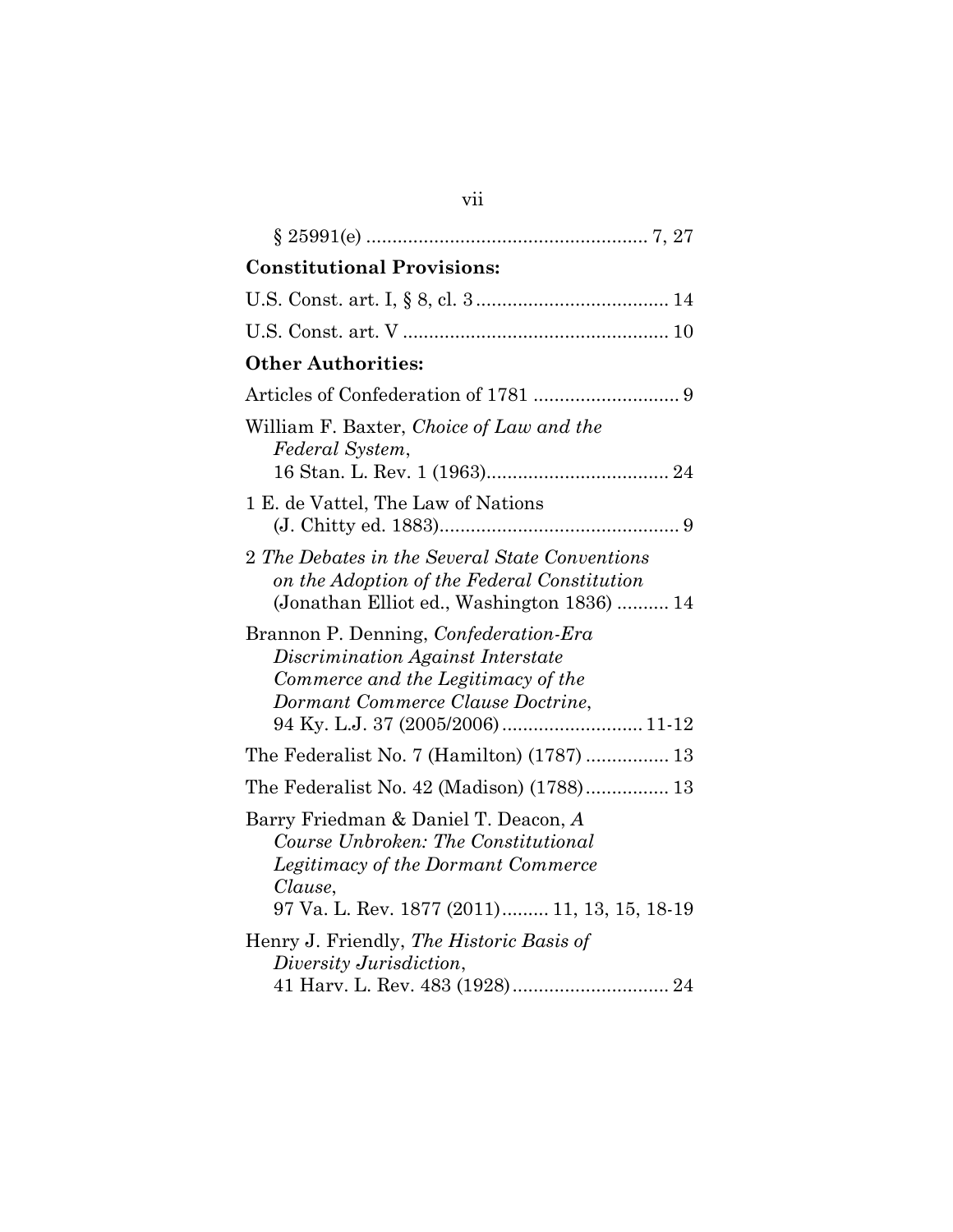§ 25991(e) ...................................................... 7, 27

**Constitutional Provisions:**

U.S. Const. art. I, § 8, cl. 3 ..................................... 14

U.S. Const. art. V .................................................. 10

**Other Authorities:**

Articles of Confederation of 1781 ............................ 9

William F. Baxter, *Choice of Law and the Federal System*, 16 Stan. L. Rev. 1 (1963)................................... 24

1 E. de Vattel, The Law of Nations (J. Chitty ed. 1883).............................................. 9

2 *The Debates in the Several State Conventions on the Adoption of the Federal Constitution* (Jonathan Elliot ed., Washington 1836) .......... 14

Brannon P. Denning, *Confederation-Era Discrimination Against Interstate Commerce and the Legitimacy of the Dormant Commerce Clause Doctrine*, 94 Ky. L.J. 37 (2005/2006) .......................... 11-12

The Federalist No. 7 (Hamilton) (1787) ................ 13

The Federalist No. 42 (Madison) (1788)................ 13

Barry Friedman & Daniel T. Deacon, *A Course Unbroken: The Constitutional Legitimacy of the Dormant Commerce Clause*, 97 Va. L. Rev. 1877 (2011)......... 11, 13, 15, 18-19

Henry J. Friendly, *The Historic Basis of Diversity Jurisdiction*, 41 Harv. L. Rev. 483 (1928).............................. 24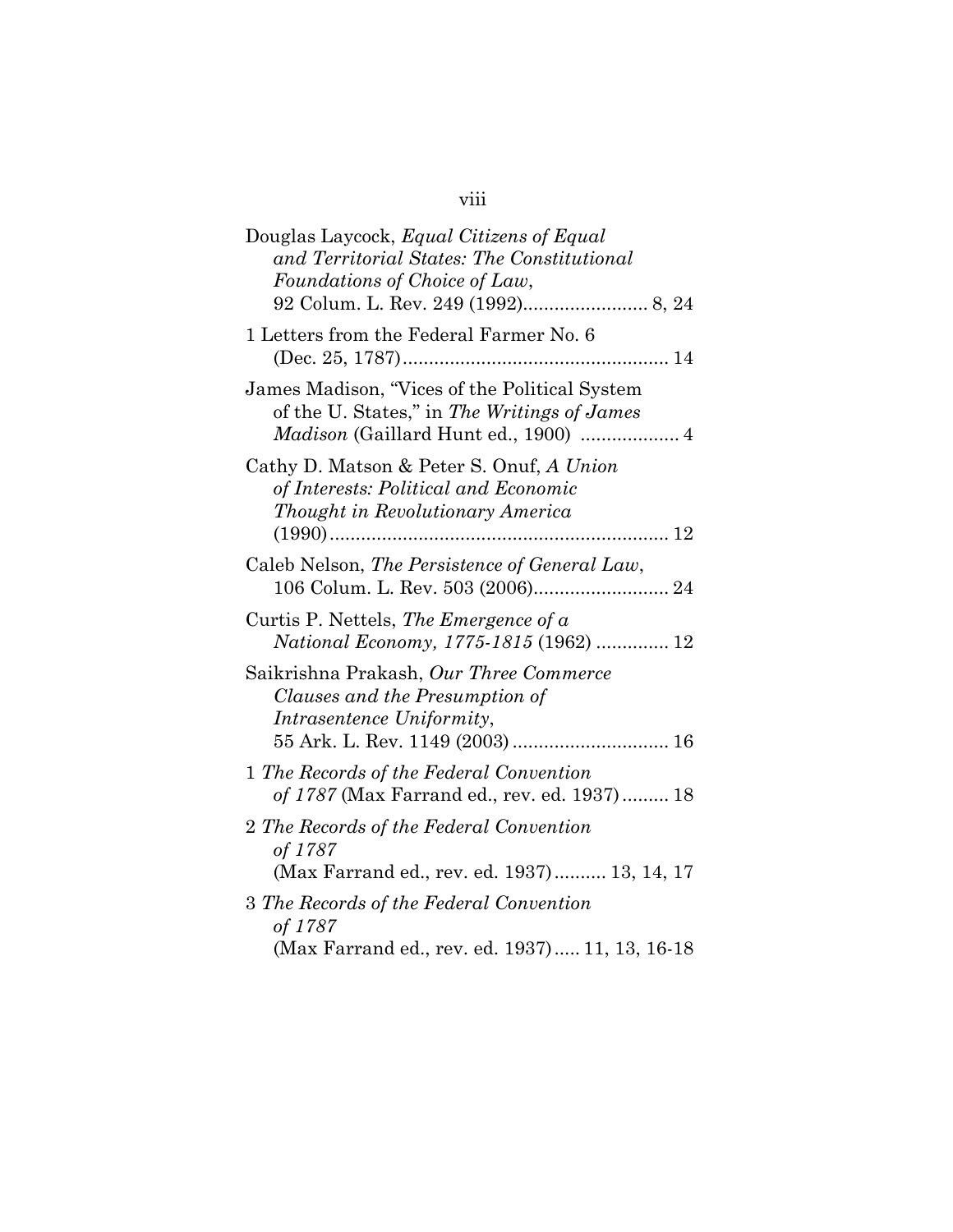Douglas Laycock, *Equal Citizens of Equal and Territorial States: The Constitutional Foundations of Choice of Law*, 92 Colum. L. Rev. 249 (1992)........................ 8, 24

1 Letters from the Federal Farmer No. 6 (Dec. 25, 1787).................................................. 14

James Madison, "Vices of the Political System of the U. States," in *The Writings of James Madison* (Gaillard Hunt ed., 1900) ................... 4

Cathy D. Matson & Peter S. Onuf, *A Union of Interests: Political and Economic Thought in Revolutionary America* (1990)................................................................ 12

Caleb Nelson, *The Persistence of General Law*, 106 Colum. L. Rev. 503 (2006).......................... 24

Curtis P. Nettels, *The Emergence of a National Economy, 1775-1815* (1962) .............. 12

Saikrishna Prakash, *Our Three Commerce Clauses and the Presumption of Intrasentence Uniformity*, 55 Ark. L. Rev. 1149 (2003) .............................. 16

1 *The Records of the Federal Convention of 1787* (Max Farrand ed., rev. ed. 1937)......... 18

2 *The Records of the Federal Convention of 1787* (Max Farrand ed., rev. ed. 1937).......... 13, 14, 17

3 *The Records of the Federal Convention of 1787* (Max Farrand ed., rev. ed. 1937)..... 11, 13, 16-18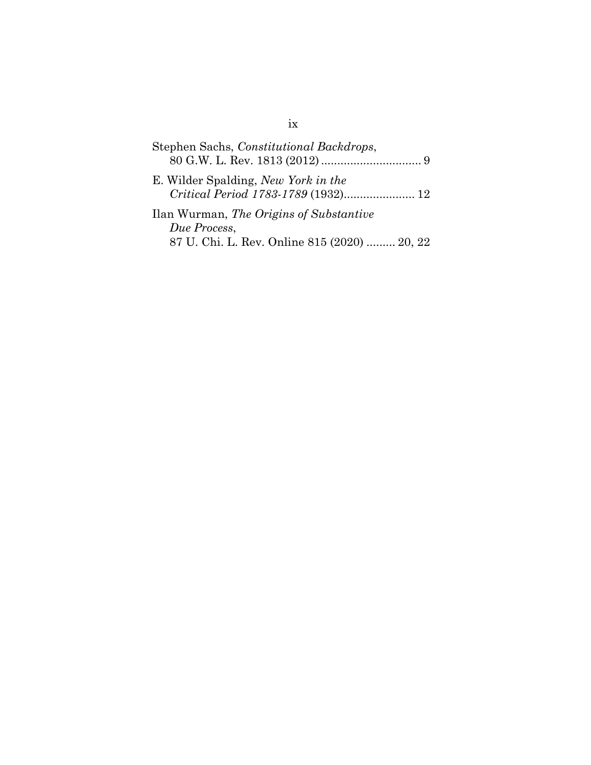Stephen Sachs, *Constitutional Backdrops*, 80 G.W. L. Rev. 1813 (2012) ............................... 9

E. Wilder Spalding, *New York in the Critical Period 1783-1789* (1932)...................... 12

Ilan Wurman, *The Origins of Substantive Due Process*, 87 U. Chi. L. Rev. Online 815 (2020) ......... 20, 22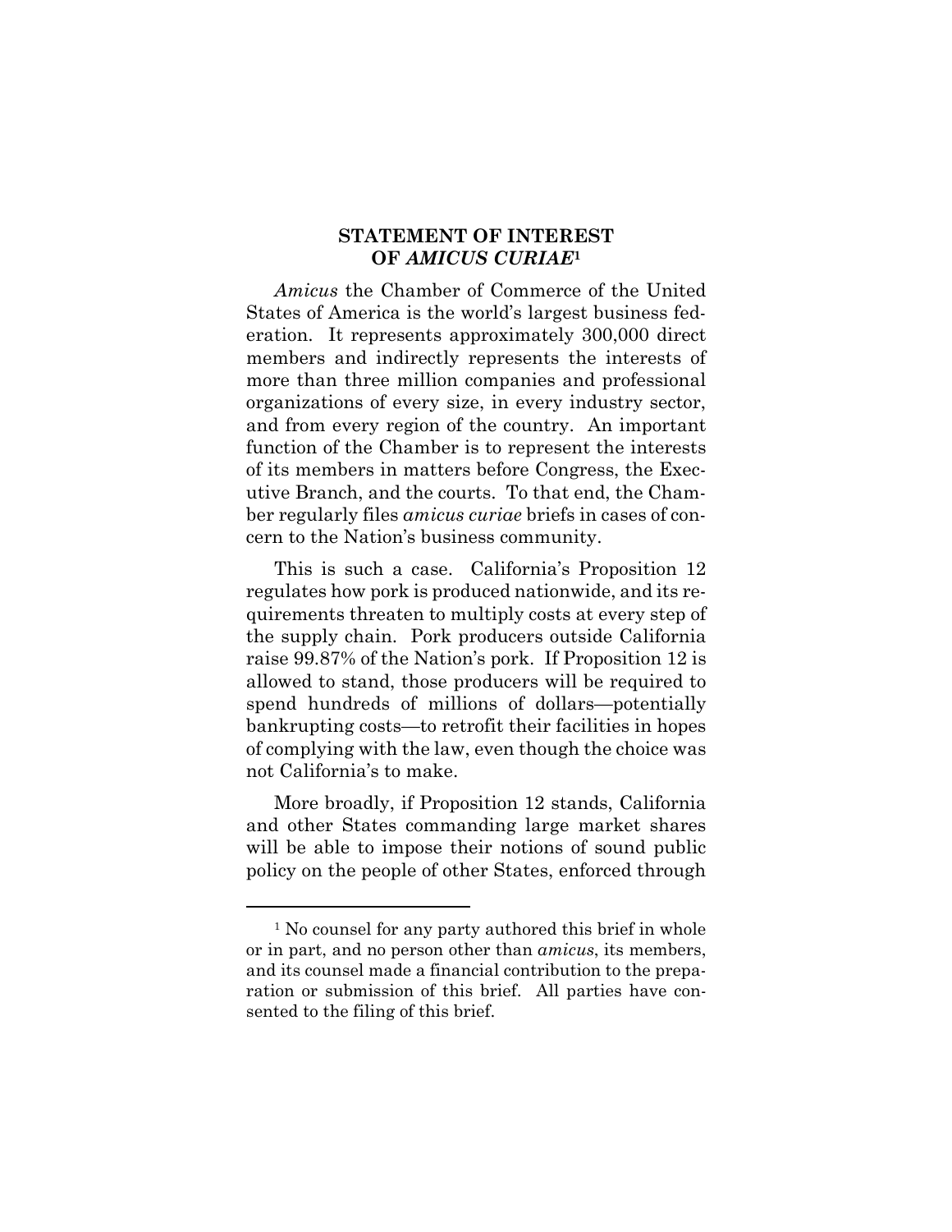## STATEMENT OF INTEREST OF *AMICUS CURIAE*[1]

*Amicus* the Chamber of Commerce of the United States of America is the world's largest business federation. It represents approximately 300,000 direct members and indirectly represents the interests of more than three million companies and professional organizations of every size, in every industry sector, and from every region of the country. An important function of the Chamber is to represent the interests of its members in matters before Congress, the Executive Branch, and the courts. To that end, the Chamber regularly files *amicus curiae* briefs in cases of concern to the Nation's business community.

This is such a case. California's Proposition 12 regulates how pork is produced nationwide, and its requirements threaten to multiply costs at every step of the supply chain. Pork producers outside California raise 99.87% of the Nation's pork. If Proposition 12 is allowed to stand, those producers will be required to spend hundreds of millions of dollars—potentially bankrupting costs—to retrofit their facilities in hopes of complying with the law, even though the choice was not California's to make.

More broadly, if Proposition 12 stands, California and other States commanding large market shares will be able to impose their notions of sound public policy on the people of other States, enforced through

---

[1] No counsel for any party authored this brief in whole or in part, and no person other than *amicus*, its members, and its counsel made a financial contribution to the preparation or submission of this brief. All parties have consented to the filing of this brief.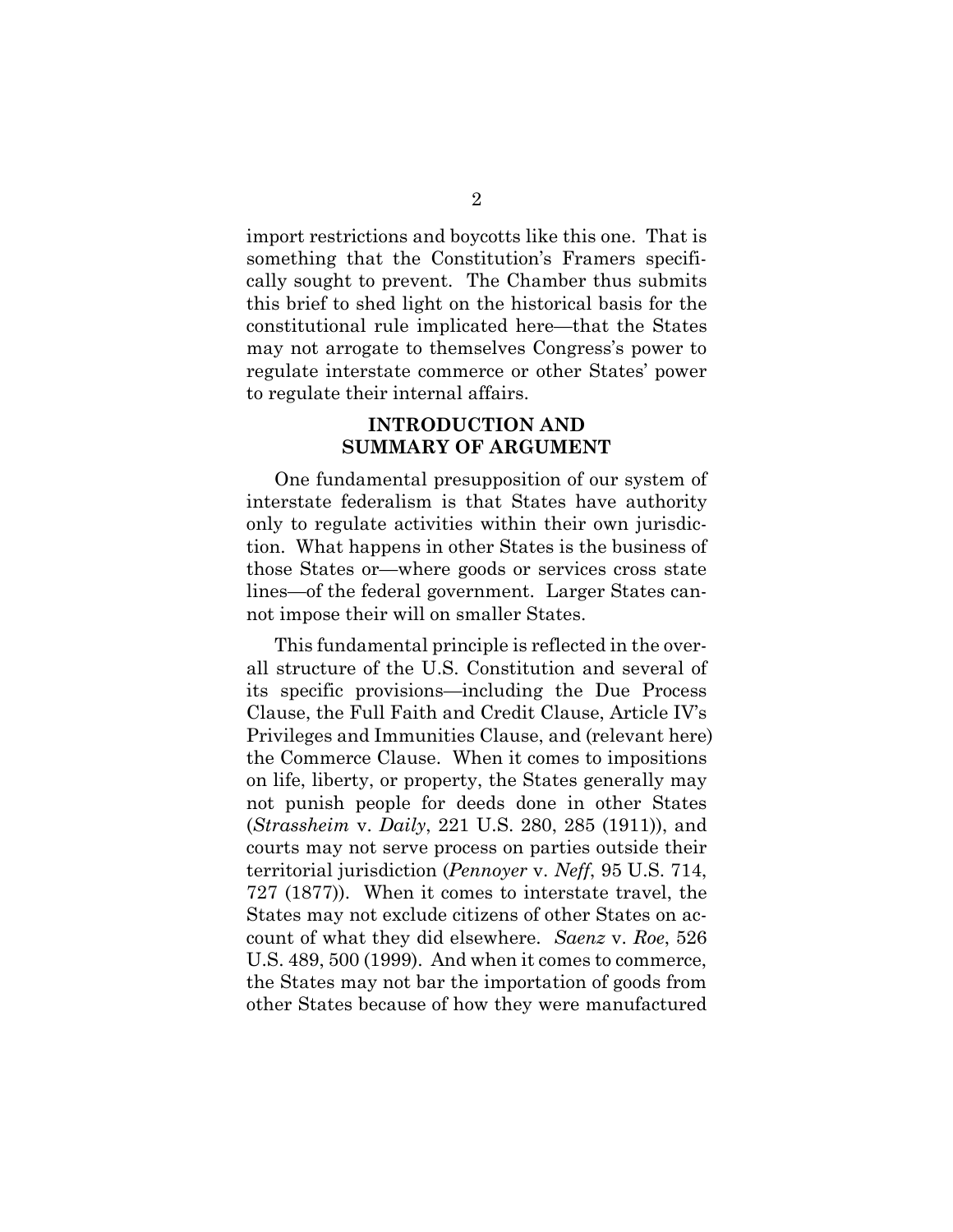import restrictions and boycotts like this one. That is something that the Constitution's Framers specifically sought to prevent. The Chamber thus submits this brief to shed light on the historical basis for the constitutional rule implicated here—that the States may not arrogate to themselves Congress's power to regulate interstate commerce or other States' power to regulate their internal affairs.

## INTRODUCTION AND SUMMARY OF ARGUMENT

One fundamental presupposition of our system of interstate federalism is that States have authority only to regulate activities within their own jurisdiction. What happens in other States is the business of those States or—where goods or services cross state lines—of the federal government. Larger States cannot impose their will on smaller States.

This fundamental principle is reflected in the overall structure of the U.S. Constitution and several of its specific provisions—including the Due Process Clause, the Full Faith and Credit Clause, Article IV's Privileges and Immunities Clause, and (relevant here) the Commerce Clause. When it comes to impositions on life, liberty, or property, the States generally may not punish people for deeds done in other States (*Strassheim* v. *Daily*, 221 U.S. 280, 285 (1911)), and courts may not serve process on parties outside their territorial jurisdiction (*Pennoyer* v. *Neff*, 95 U.S. 714, 727 (1877)). When it comes to interstate travel, the States may not exclude citizens of other States on account of what they did elsewhere. *Saenz* v. *Roe*, 526 U.S. 489, 500 (1999). And when it comes to commerce, the States may not bar the importation of goods from other States because of how they were manufactured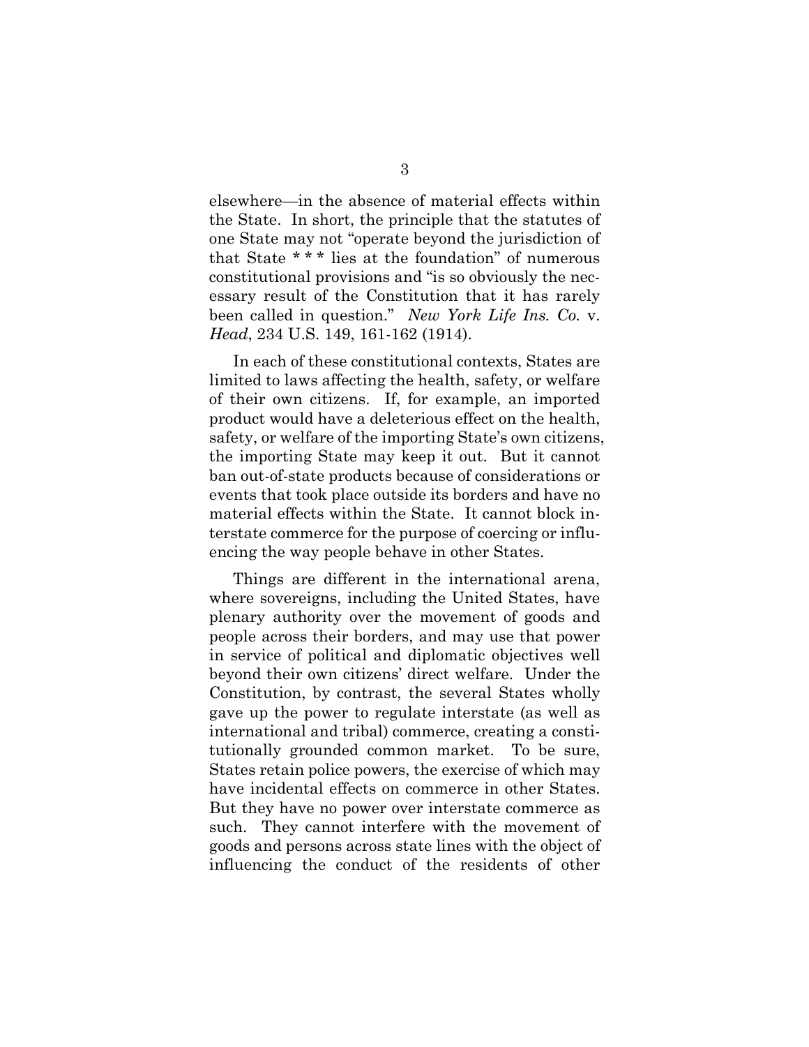elsewhere—in the absence of material effects within the State. In short, the principle that the statutes of one State may not "operate beyond the jurisdiction of that State * * * lies at the foundation" of numerous constitutional provisions and "is so obviously the necessary result of the Constitution that it has rarely been called in question." *New York Life Ins. Co.* v. *Head*, 234 U.S. 149, 161-162 (1914).

In each of these constitutional contexts, States are limited to laws affecting the health, safety, or welfare of their own citizens. If, for example, an imported product would have a deleterious effect on the health, safety, or welfare of the importing State's own citizens, the importing State may keep it out. But it cannot ban out-of-state products because of considerations or events that took place outside its borders and have no material effects within the State. It cannot block interstate commerce for the purpose of coercing or influencing the way people behave in other States.

Things are different in the international arena, where sovereigns, including the United States, have plenary authority over the movement of goods and people across their borders, and may use that power in service of political and diplomatic objectives well beyond their own citizens' direct welfare. Under the Constitution, by contrast, the several States wholly gave up the power to regulate interstate (as well as international and tribal) commerce, creating a constitutionally grounded common market. To be sure, States retain police powers, the exercise of which may have incidental effects on commerce in other States. But they have no power over interstate commerce as such. They cannot interfere with the movement of goods and persons across state lines with the object of influencing the conduct of the residents of other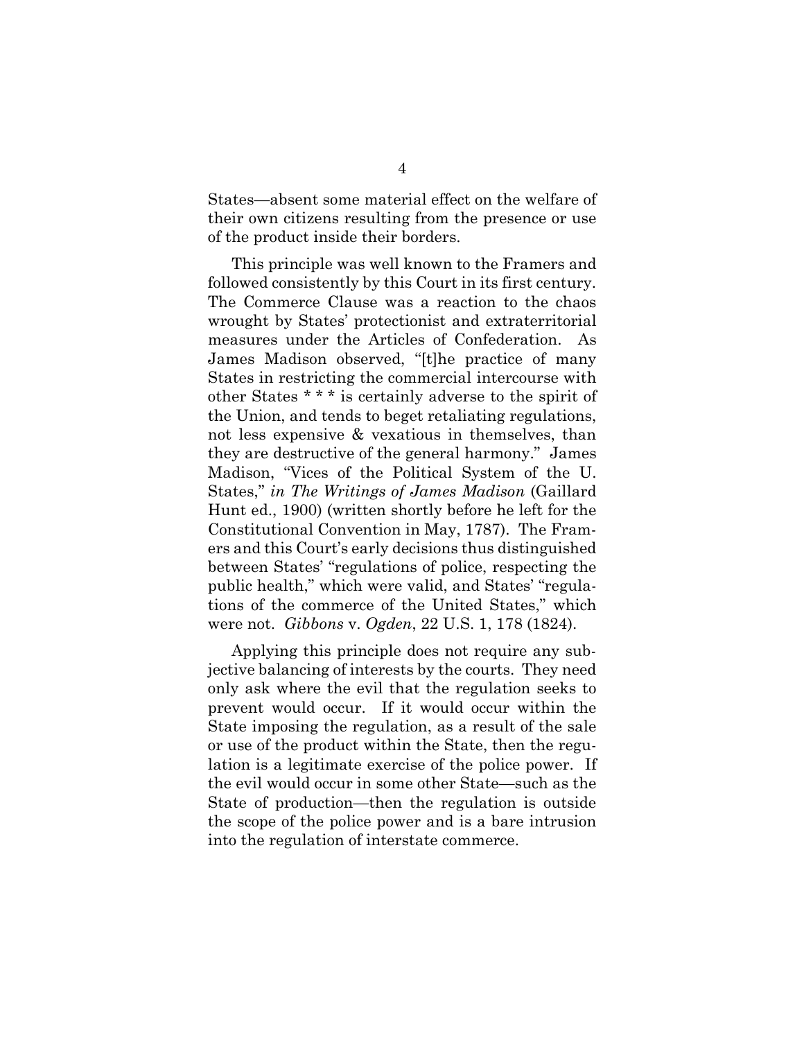States—absent some material effect on the welfare of their own citizens resulting from the presence or use of the product inside their borders.

This principle was well known to the Framers and followed consistently by this Court in its first century. The Commerce Clause was a reaction to the chaos wrought by States' protectionist and extraterritorial measures under the Articles of Confederation. As James Madison observed, "[t]he practice of many States in restricting the commercial intercourse with other States * * * is certainly adverse to the spirit of the Union, and tends to beget retaliating regulations, not less expensive & vexatious in themselves, than they are destructive of the general harmony." James Madison, "Vices of the Political System of the U. States," *in The Writings of James Madison* (Gaillard Hunt ed., 1900) (written shortly before he left for the Constitutional Convention in May, 1787). The Framers and this Court's early decisions thus distinguished between States' "regulations of police, respecting the public health," which were valid, and States' "regulations of the commerce of the United States," which were not. *Gibbons* v. *Ogden*, 22 U.S. 1, 178 (1824).

Applying this principle does not require any subjective balancing of interests by the courts. They need only ask where the evil that the regulation seeks to prevent would occur. If it would occur within the State imposing the regulation, as a result of the sale or use of the product within the State, then the regulation is a legitimate exercise of the police power. If the evil would occur in some other State—such as the State of production—then the regulation is outside the scope of the police power and is a bare intrusion into the regulation of interstate commerce.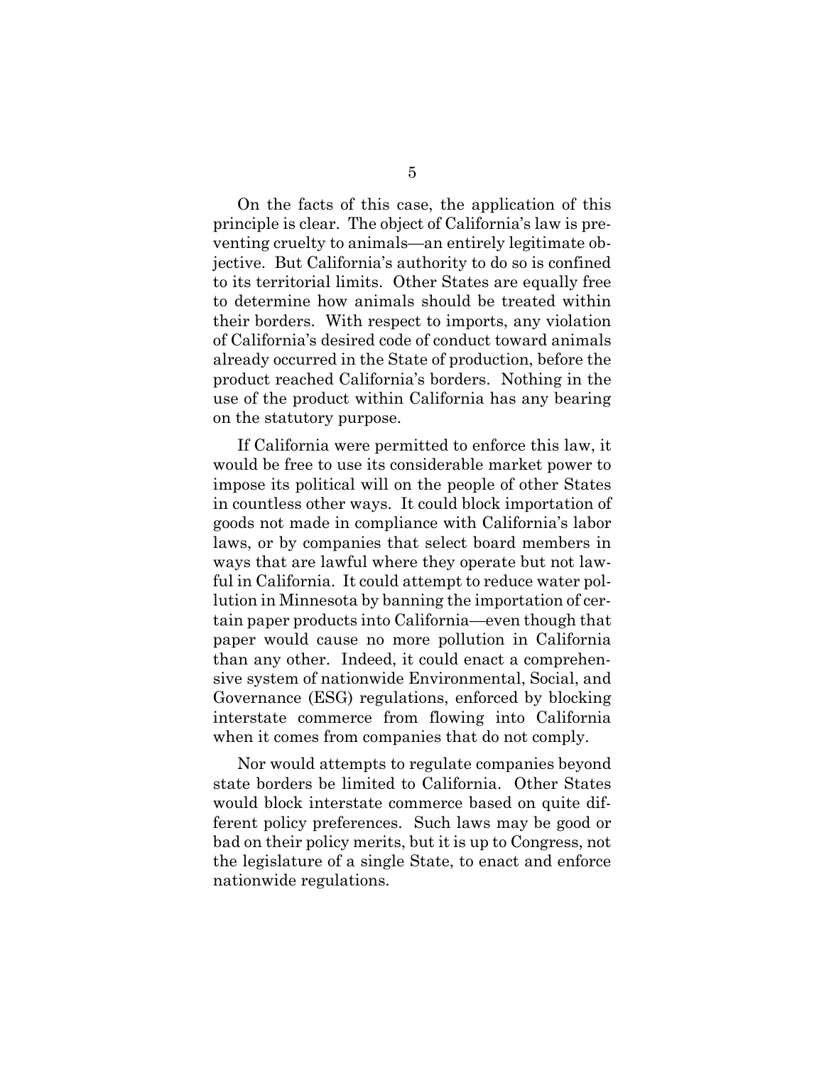On the facts of this case, the application of this principle is clear. The object of California's law is preventing cruelty to animals—an entirely legitimate objective. But California's authority to do so is confined to its territorial limits. Other States are equally free to determine how animals should be treated within their borders. With respect to imports, any violation of California's desired code of conduct toward animals already occurred in the State of production, before the product reached California's borders. Nothing in the use of the product within California has any bearing on the statutory purpose.

If California were permitted to enforce this law, it would be free to use its considerable market power to impose its political will on the people of other States in countless other ways. It could block importation of goods not made in compliance with California's labor laws, or by companies that select board members in ways that are lawful where they operate but not lawful in California. It could attempt to reduce water pollution in Minnesota by banning the importation of certain paper products into California—even though that paper would cause no more pollution in California than any other. Indeed, it could enact a comprehensive system of nationwide Environmental, Social, and Governance (ESG) regulations, enforced by blocking interstate commerce from flowing into California when it comes from companies that do not comply.

Nor would attempts to regulate companies beyond state borders be limited to California. Other States would block interstate commerce based on quite different policy preferences. Such laws may be good or bad on their policy merits, but it is up to Congress, not the legislature of a single State, to enact and enforce nationwide regulations.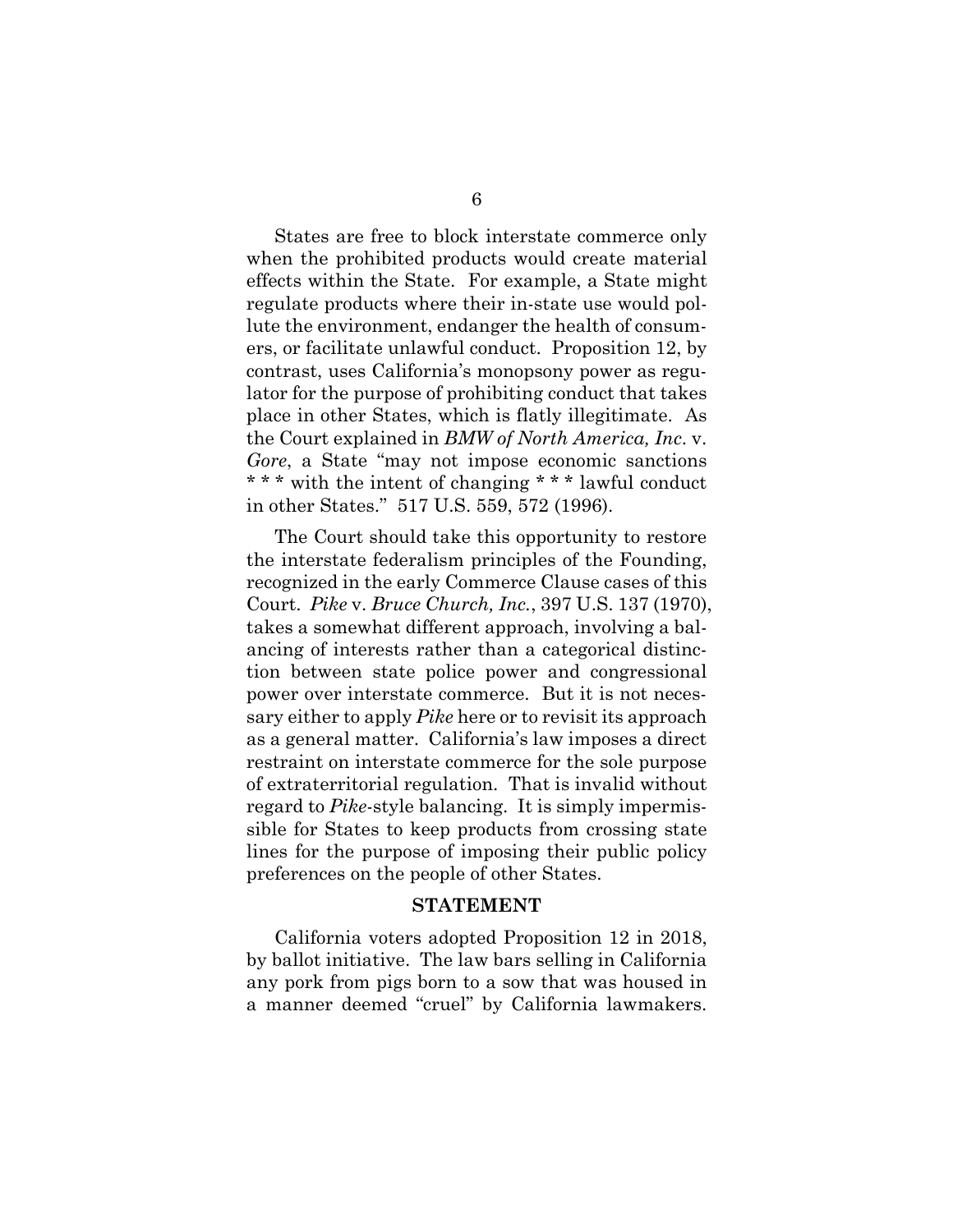States are free to block interstate commerce only when the prohibited products would create material effects within the State. For example, a State might regulate products where their in-state use would pollute the environment, endanger the health of consumers, or facilitate unlawful conduct. Proposition 12, by contrast, uses California's monopsony power as regulator for the purpose of prohibiting conduct that takes place in other States, which is flatly illegitimate. As the Court explained in *BMW of North America, Inc.* v. *Gore*, a State "may not impose economic sanctions * * * with the intent of changing * * * lawful conduct in other States." 517 U.S. 559, 572 (1996).

The Court should take this opportunity to restore the interstate federalism principles of the Founding, recognized in the early Commerce Clause cases of this Court. *Pike* v. *Bruce Church, Inc.*, 397 U.S. 137 (1970), takes a somewhat different approach, involving a balancing of interests rather than a categorical distinction between state police power and congressional power over interstate commerce. But it is not necessary either to apply *Pike* here or to revisit its approach as a general matter. California's law imposes a direct restraint on interstate commerce for the sole purpose of extraterritorial regulation. That is invalid without regard to *Pike*-style balancing. It is simply impermissible for States to keep products from crossing state lines for the purpose of imposing their public policy preferences on the people of other States.

## STATEMENT

California voters adopted Proposition 12 in 2018, by ballot initiative. The law bars selling in California any pork from pigs born to a sow that was housed in a manner deemed "cruel" by California lawmakers.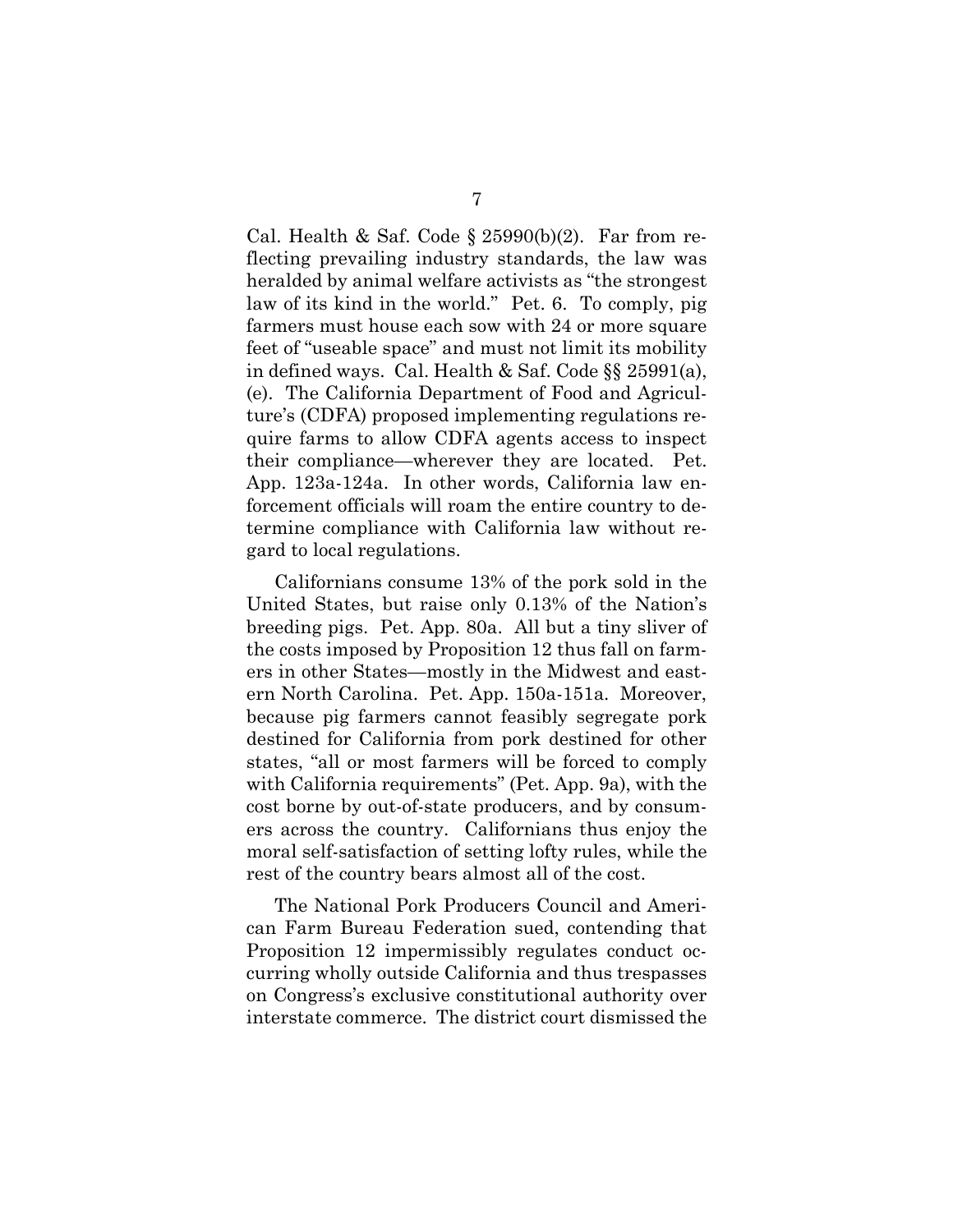Cal. Health & Saf. Code § 25990(b)(2). Far from reflecting prevailing industry standards, the law was heralded by animal welfare activists as "the strongest law of its kind in the world." Pet. 6. To comply, pig farmers must house each sow with 24 or more square feet of "useable space" and must not limit its mobility in defined ways. Cal. Health & Saf. Code §§ 25991(a), (e). The California Department of Food and Agriculture's (CDFA) proposed implementing regulations require farms to allow CDFA agents access to inspect their compliance—wherever they are located. Pet. App. 123a-124a. In other words, California law enforcement officials will roam the entire country to determine compliance with California law without regard to local regulations.

Californians consume 13% of the pork sold in the United States, but raise only 0.13% of the Nation's breeding pigs. Pet. App. 80a. All but a tiny sliver of the costs imposed by Proposition 12 thus fall on farmers in other States—mostly in the Midwest and eastern North Carolina. Pet. App. 150a-151a. Moreover, because pig farmers cannot feasibly segregate pork destined for California from pork destined for other states, "all or most farmers will be forced to comply with California requirements" (Pet. App. 9a), with the cost borne by out-of-state producers, and by consumers across the country. Californians thus enjoy the moral self-satisfaction of setting lofty rules, while the rest of the country bears almost all of the cost.

The National Pork Producers Council and American Farm Bureau Federation sued, contending that Proposition 12 impermissibly regulates conduct occurring wholly outside California and thus trespasses on Congress's exclusive constitutional authority over interstate commerce. The district court dismissed the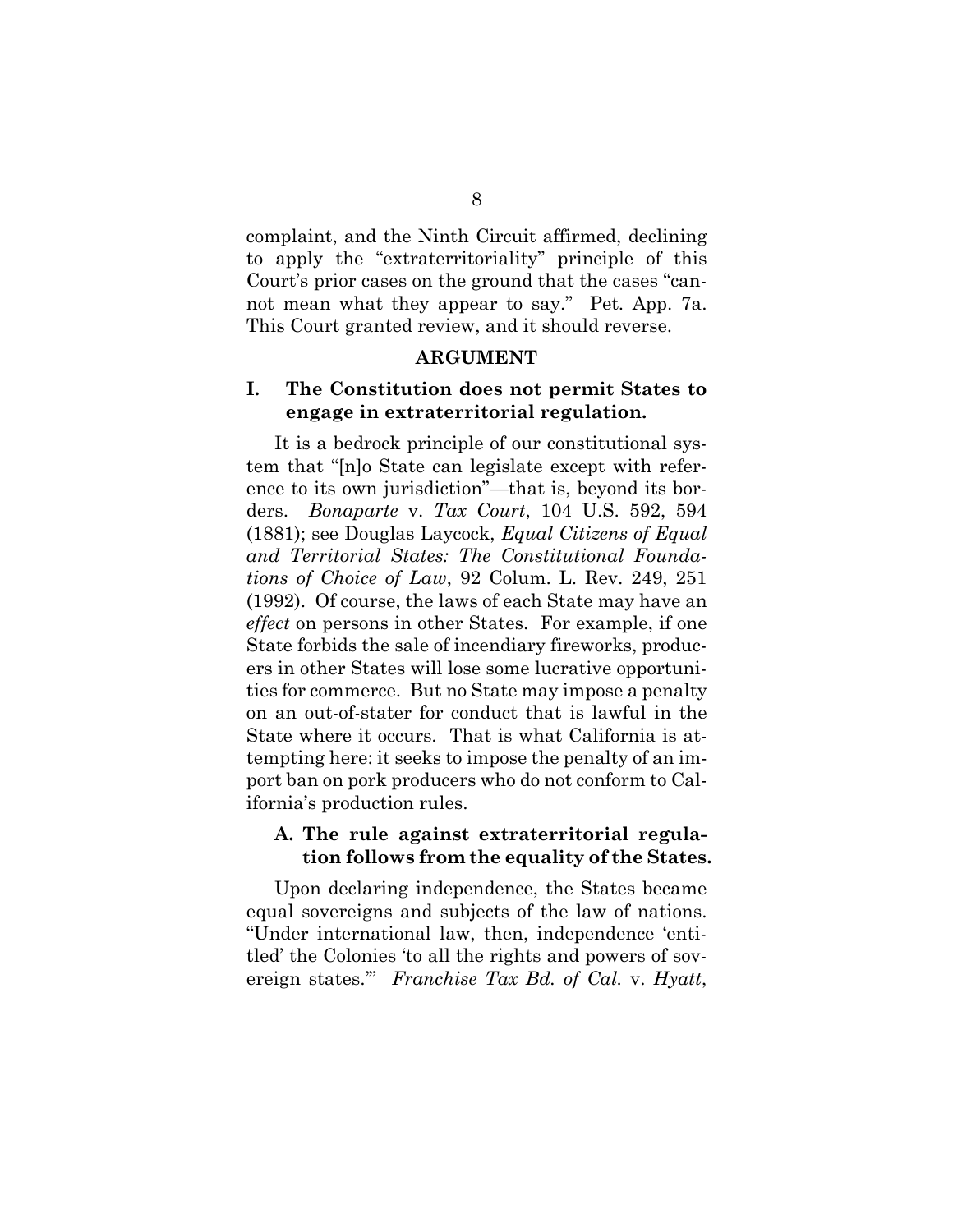complaint, and the Ninth Circuit affirmed, declining to apply the "extraterritoriality" principle of this Court's prior cases on the ground that the cases "cannot mean what they appear to say." Pet. App. 7a. This Court granted review, and it should reverse.

## ARGUMENT

### I. The Constitution does not permit States to engage in extraterritorial regulation.

It is a bedrock principle of our constitutional system that "[n]o State can legislate except with reference to its own jurisdiction"—that is, beyond its borders. *Bonaparte* v. *Tax Court*, 104 U.S. 592, 594 (1881); see Douglas Laycock, *Equal Citizens of Equal and Territorial States: The Constitutional Foundations of Choice of Law*, 92 Colum. L. Rev. 249, 251 (1992). Of course, the laws of each State may have an *effect* on persons in other States. For example, if one State forbids the sale of incendiary fireworks, producers in other States will lose some lucrative opportunities for commerce. But no State may impose a penalty on an out-of-stater for conduct that is lawful in the State where it occurs. That is what California is attempting here: it seeks to impose the penalty of an import ban on pork producers who do not conform to California's production rules.

#### A. The rule against extraterritorial regulation follows from the equality of the States.

Upon declaring independence, the States became equal sovereigns and subjects of the law of nations. "Under international law, then, independence 'entitled' the Colonies 'to all the rights and powers of sovereign states.'" *Franchise Tax Bd. of Cal.* v. *Hyatt*,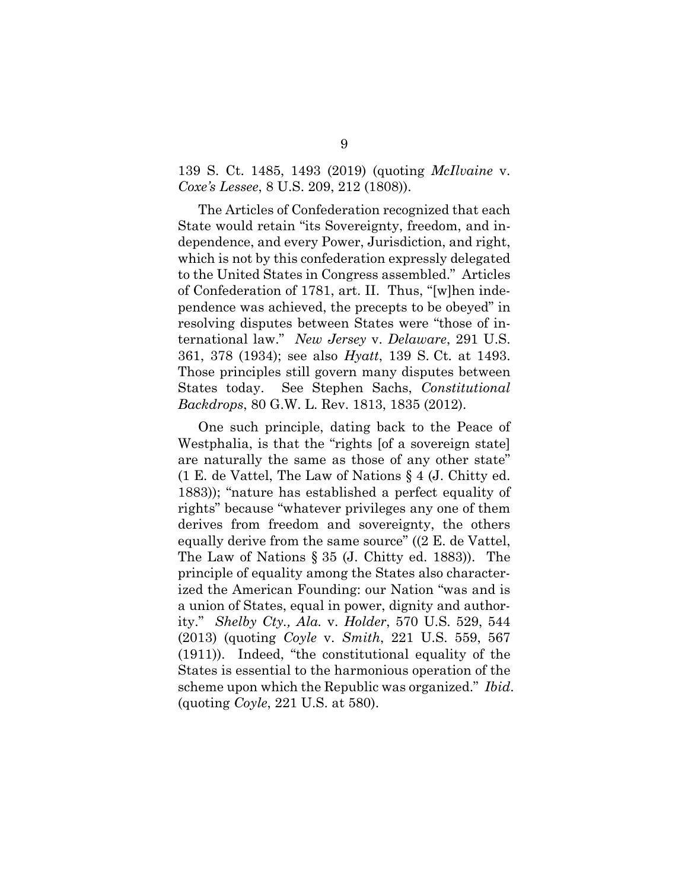139 S. Ct. 1485, 1493 (2019) (quoting *McIlvaine* v. *Coxe's Lessee*, 8 U.S. 209, 212 (1808)).

The Articles of Confederation recognized that each State would retain "its Sovereignty, freedom, and independence, and every Power, Jurisdiction, and right, which is not by this confederation expressly delegated to the United States in Congress assembled." Articles of Confederation of 1781, art. II. Thus, "[w]hen independence was achieved, the precepts to be obeyed" in resolving disputes between States were "those of international law." *New Jersey* v. *Delaware*, 291 U.S. 361, 378 (1934); see also *Hyatt*, 139 S. Ct. at 1493. Those principles still govern many disputes between States today. See Stephen Sachs, *Constitutional Backdrops*, 80 G.W. L. Rev. 1813, 1835 (2012).

One such principle, dating back to the Peace of Westphalia, is that the "rights [of a sovereign state] are naturally the same as those of any other state" (1 E. de Vattel, The Law of Nations § 4 (J. Chitty ed. 1883)); "nature has established a perfect equality of rights" because "whatever privileges any one of them derives from freedom and sovereignty, the others equally derive from the same source" ((2 E. de Vattel, The Law of Nations § 35 (J. Chitty ed. 1883)). The principle of equality among the States also characterized the American Founding: our Nation "was and is a union of States, equal in power, dignity and authority." *Shelby Cty., Ala.* v. *Holder*, 570 U.S. 529, 544 (2013) (quoting *Coyle* v. *Smith*, 221 U.S. 559, 567 (1911)). Indeed, "the constitutional equality of the States is essential to the harmonious operation of the scheme upon which the Republic was organized." *Ibid.* (quoting *Coyle*, 221 U.S. at 580).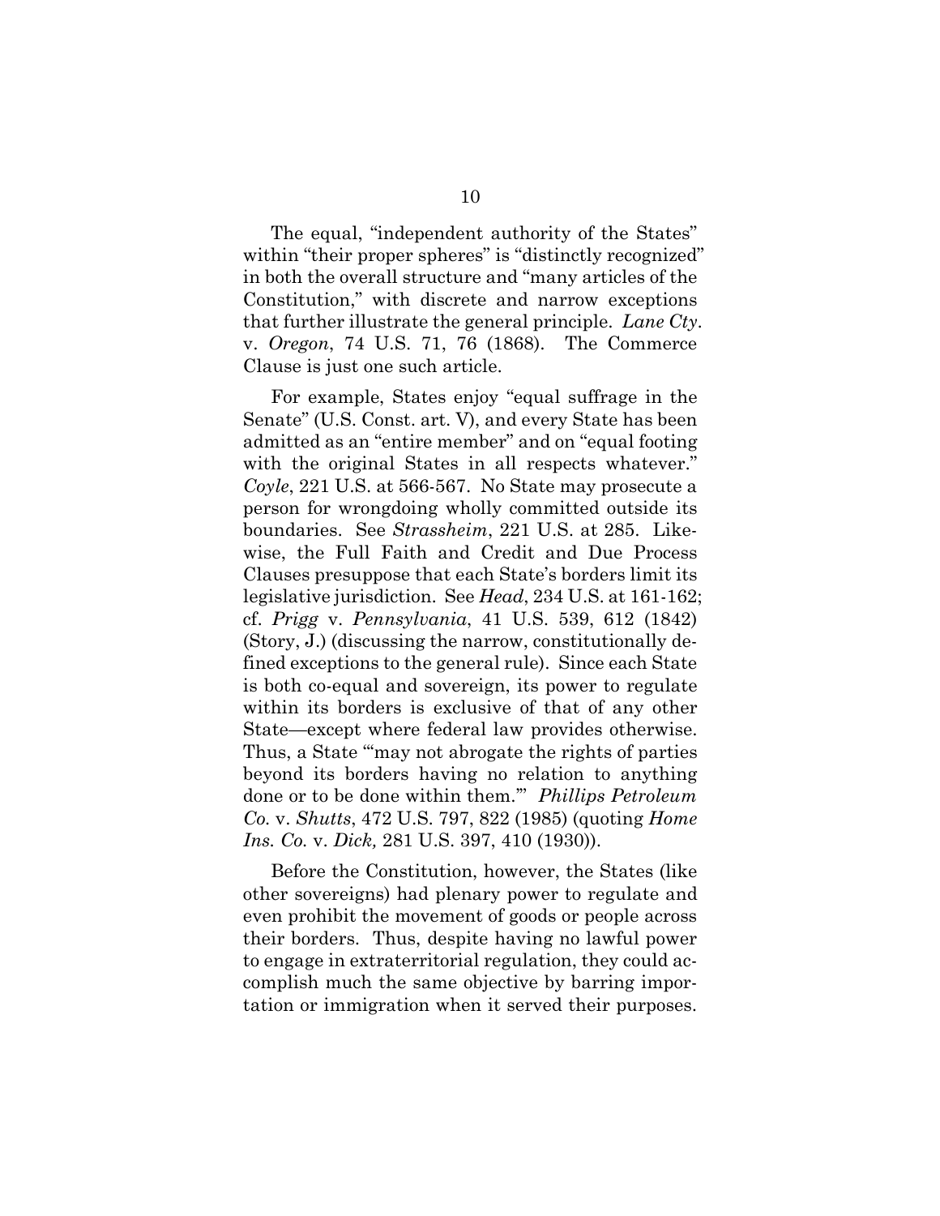The equal, "independent authority of the States" within "their proper spheres" is "distinctly recognized" in both the overall structure and "many articles of the Constitution," with discrete and narrow exceptions that further illustrate the general principle. *Lane Cty*. v. *Oregon*, 74 U.S. 71, 76 (1868). The Commerce Clause is just one such article.

For example, States enjoy "equal suffrage in the Senate" (U.S. Const. art. V), and every State has been admitted as an "entire member" and on "equal footing with the original States in all respects whatever." *Coyle*, 221 U.S. at 566-567. No State may prosecute a person for wrongdoing wholly committed outside its boundaries. See *Strassheim*, 221 U.S. at 285. Likewise, the Full Faith and Credit and Due Process Clauses presuppose that each State's borders limit its legislative jurisdiction. See *Head*, 234 U.S. at 161-162; cf. *Prigg* v. *Pennsylvania*, 41 U.S. 539, 612 (1842) (Story, J.) (discussing the narrow, constitutionally defined exceptions to the general rule). Since each State is both co-equal and sovereign, its power to regulate within its borders is exclusive of that of any other State—except where federal law provides otherwise. Thus, a State "'may not abrogate the rights of parties beyond its borders having no relation to anything done or to be done within them.'" *Phillips Petroleum Co.* v. *Shutts*, 472 U.S. 797, 822 (1985) (quoting *Home Ins. Co.* v. *Dick,* 281 U.S. 397, 410 (1930)).

Before the Constitution, however, the States (like other sovereigns) had plenary power to regulate and even prohibit the movement of goods or people across their borders. Thus, despite having no lawful power to engage in extraterritorial regulation, they could accomplish much the same objective by barring importation or immigration when it served their purposes.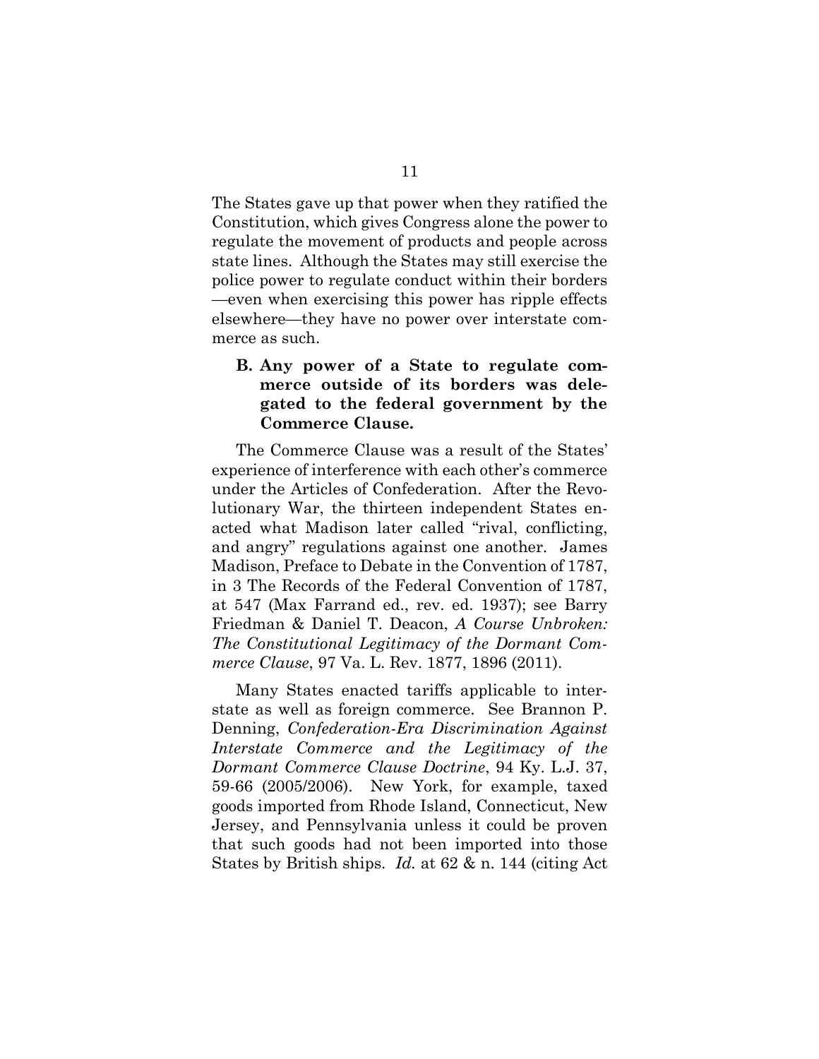The States gave up that power when they ratified the Constitution, which gives Congress alone the power to regulate the movement of products and people across state lines. Although the States may still exercise the police power to regulate conduct within their borders —even when exercising this power has ripple effects elsewhere—they have no power over interstate commerce as such.

### B. Any power of a State to regulate commerce outside of its borders was delegated to the federal government by the Commerce Clause.

The Commerce Clause was a result of the States' experience of interference with each other's commerce under the Articles of Confederation. After the Revolutionary War, the thirteen independent States enacted what Madison later called "rival, conflicting, and angry" regulations against one another. James Madison, Preface to Debate in the Convention of 1787, in 3 The Records of the Federal Convention of 1787, at 547 (Max Farrand ed., rev. ed. 1937); see Barry Friedman & Daniel T. Deacon, *A Course Unbroken: The Constitutional Legitimacy of the Dormant Commerce Clause*, 97 Va. L. Rev. 1877, 1896 (2011).

Many States enacted tariffs applicable to interstate as well as foreign commerce. See Brannon P. Denning, *Confederation-Era Discrimination Against Interstate Commerce and the Legitimacy of the Dormant Commerce Clause Doctrine*, 94 Ky. L.J. 37, 59-66 (2005/2006). New York, for example, taxed goods imported from Rhode Island, Connecticut, New Jersey, and Pennsylvania unless it could be proven that such goods had not been imported into those States by British ships. *Id.* at 62 & n. 144 (citing Act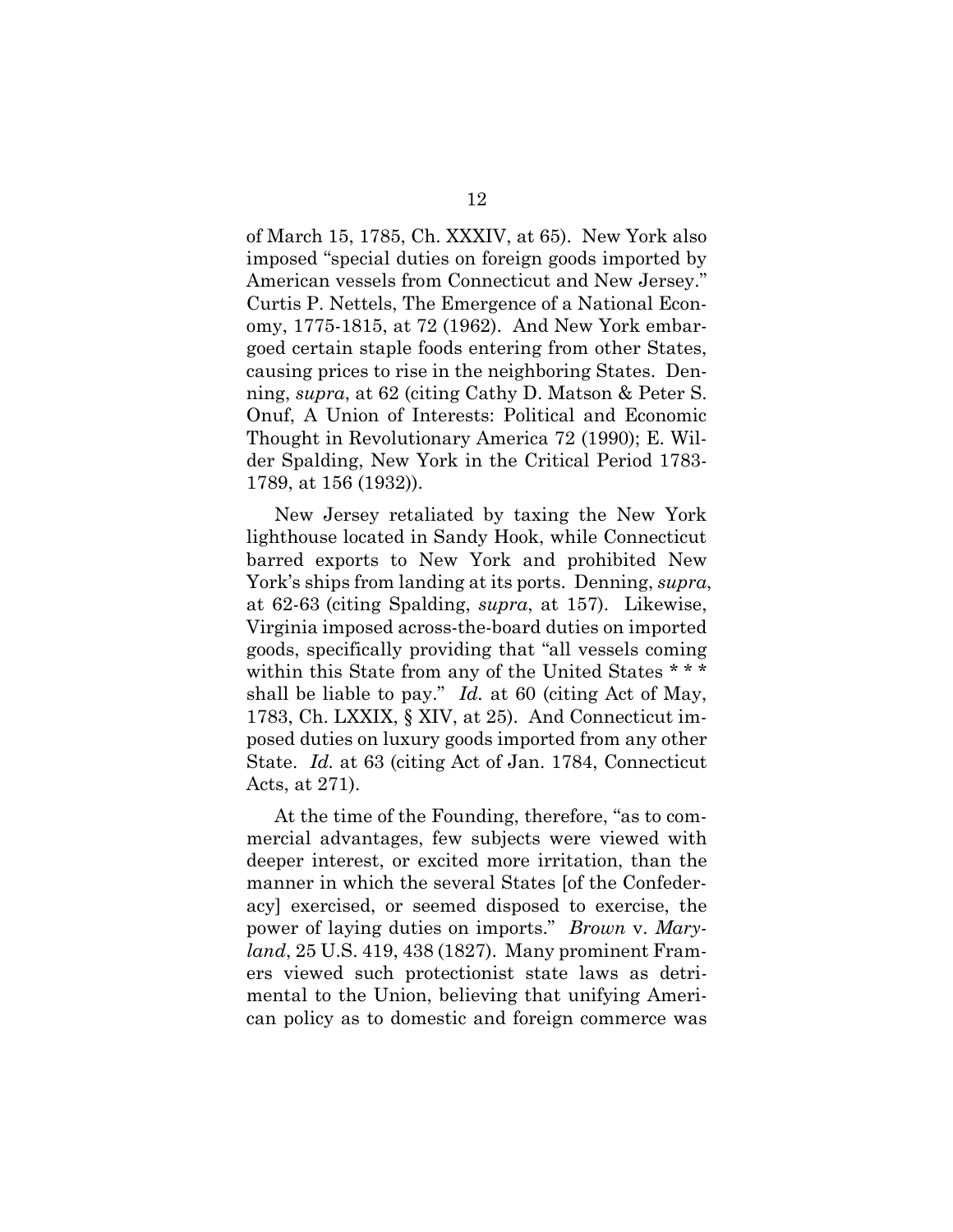of March 15, 1785, Ch. XXXIV, at 65). New York also imposed "special duties on foreign goods imported by American vessels from Connecticut and New Jersey." Curtis P. Nettels, The Emergence of a National Economy, 1775-1815, at 72 (1962). And New York embargoed certain staple foods entering from other States, causing prices to rise in the neighboring States. Denning, *supra*, at 62 (citing Cathy D. Matson & Peter S. Onuf, A Union of Interests: Political and Economic Thought in Revolutionary America 72 (1990); E. Wilder Spalding, New York in the Critical Period 1783-1789, at 156 (1932)).

New Jersey retaliated by taxing the New York lighthouse located in Sandy Hook, while Connecticut barred exports to New York and prohibited New York's ships from landing at its ports. Denning, *supra*, at 62-63 (citing Spalding, *supra*, at 157). Likewise, Virginia imposed across-the-board duties on imported goods, specifically providing that "all vessels coming within this State from any of the United States * * * shall be liable to pay." *Id.* at 60 (citing Act of May, 1783, Ch. LXXIX, § XIV, at 25). And Connecticut imposed duties on luxury goods imported from any other State. *Id.* at 63 (citing Act of Jan. 1784, Connecticut Acts, at 271).

At the time of the Founding, therefore, "as to commercial advantages, few subjects were viewed with deeper interest, or excited more irritation, than the manner in which the several States [of the Confederacy] exercised, or seemed disposed to exercise, the power of laying duties on imports." *Brown* v. *Maryland*, 25 U.S. 419, 438 (1827). Many prominent Framers viewed such protectionist state laws as detrimental to the Union, believing that unifying American policy as to domestic and foreign commerce was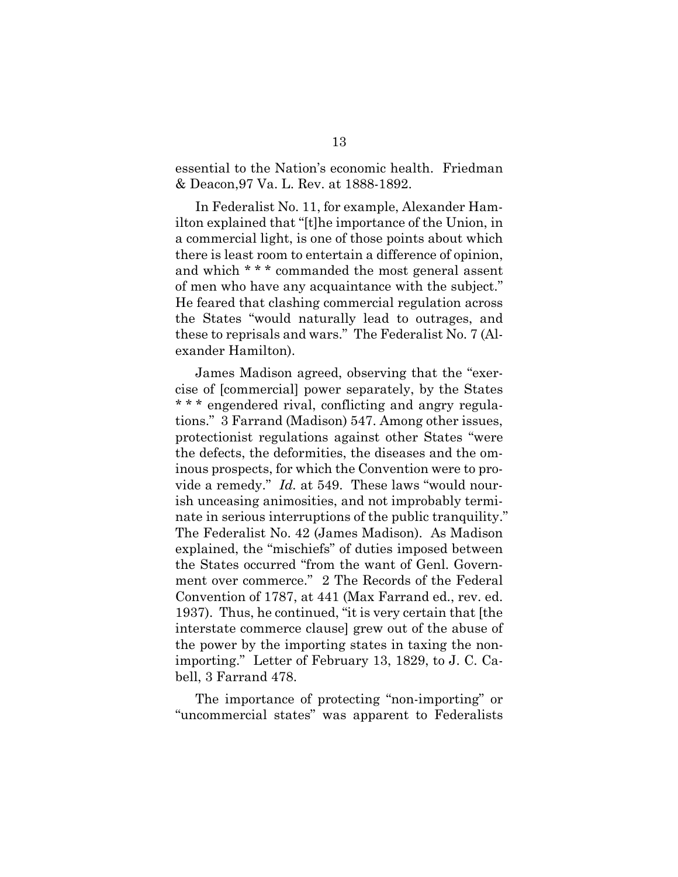essential to the Nation's economic health. Friedman & Deacon,97 Va. L. Rev. at 1888-1892.

In Federalist No. 11, for example, Alexander Hamilton explained that "[t]he importance of the Union, in a commercial light, is one of those points about which there is least room to entertain a difference of opinion, and which * * * commanded the most general assent of men who have any acquaintance with the subject." He feared that clashing commercial regulation across the States "would naturally lead to outrages, and these to reprisals and wars." The Federalist No. 7 (Alexander Hamilton).

James Madison agreed, observing that the "exercise of [commercial] power separately, by the States * * * engendered rival, conflicting and angry regulations." 3 Farrand (Madison) 547. Among other issues, protectionist regulations against other States "were the defects, the deformities, the diseases and the ominous prospects, for which the Convention were to provide a remedy." *Id.* at 549. These laws "would nourish unceasing animosities, and not improbably terminate in serious interruptions of the public tranquility." The Federalist No. 42 (James Madison). As Madison explained, the "mischiefs" of duties imposed between the States occurred "from the want of Genl. Government over commerce." 2 The Records of the Federal Convention of 1787, at 441 (Max Farrand ed., rev. ed. 1937). Thus, he continued, "it is very certain that [the interstate commerce clause] grew out of the abuse of the power by the importing states in taxing the non-importing." Letter of February 13, 1829, to J. C. Cabell, 3 Farrand 478.

The importance of protecting "non-importing" or "uncommercial states" was apparent to Federalists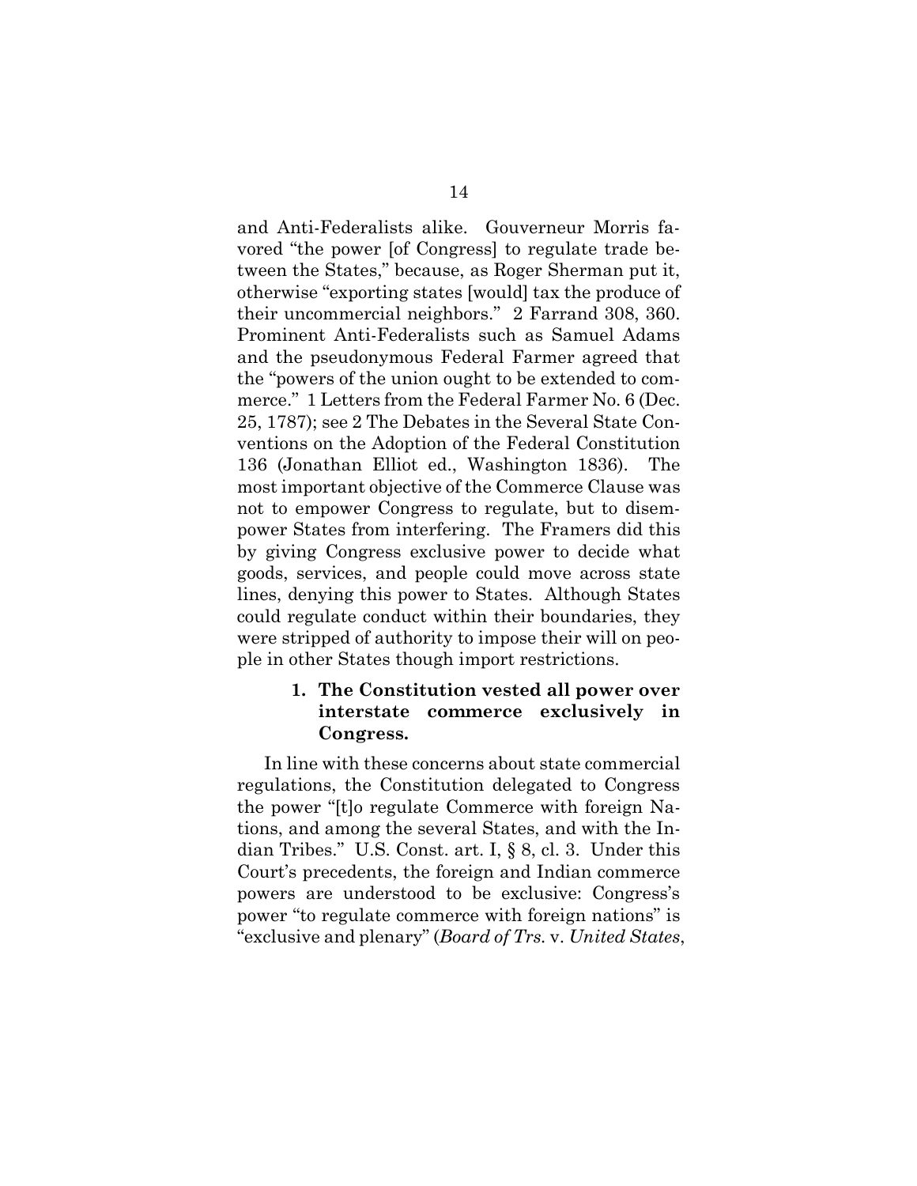and Anti-Federalists alike. Gouverneur Morris favored "the power [of Congress] to regulate trade between the States," because, as Roger Sherman put it, otherwise "exporting states [would] tax the produce of their uncommercial neighbors." 2 Farrand 308, 360. Prominent Anti-Federalists such as Samuel Adams and the pseudonymous Federal Farmer agreed that the "powers of the union ought to be extended to commerce." 1 Letters from the Federal Farmer No. 6 (Dec. 25, 1787); see 2 The Debates in the Several State Conventions on the Adoption of the Federal Constitution 136 (Jonathan Elliot ed., Washington 1836). The most important objective of the Commerce Clause was not to empower Congress to regulate, but to disempower States from interfering. The Framers did this by giving Congress exclusive power to decide what goods, services, and people could move across state lines, denying this power to States. Although States could regulate conduct within their boundaries, they were stripped of authority to impose their will on people in other States though import restrictions.

### 1. The Constitution vested all power over interstate commerce exclusively in Congress.

In line with these concerns about state commercial regulations, the Constitution delegated to Congress the power "[t]o regulate Commerce with foreign Nations, and among the several States, and with the Indian Tribes." U.S. Const. art. I, § 8, cl. 3. Under this Court's precedents, the foreign and Indian commerce powers are understood to be exclusive: Congress's power "to regulate commerce with foreign nations" is "exclusive and plenary" (*Board of Trs.* v. *United States*,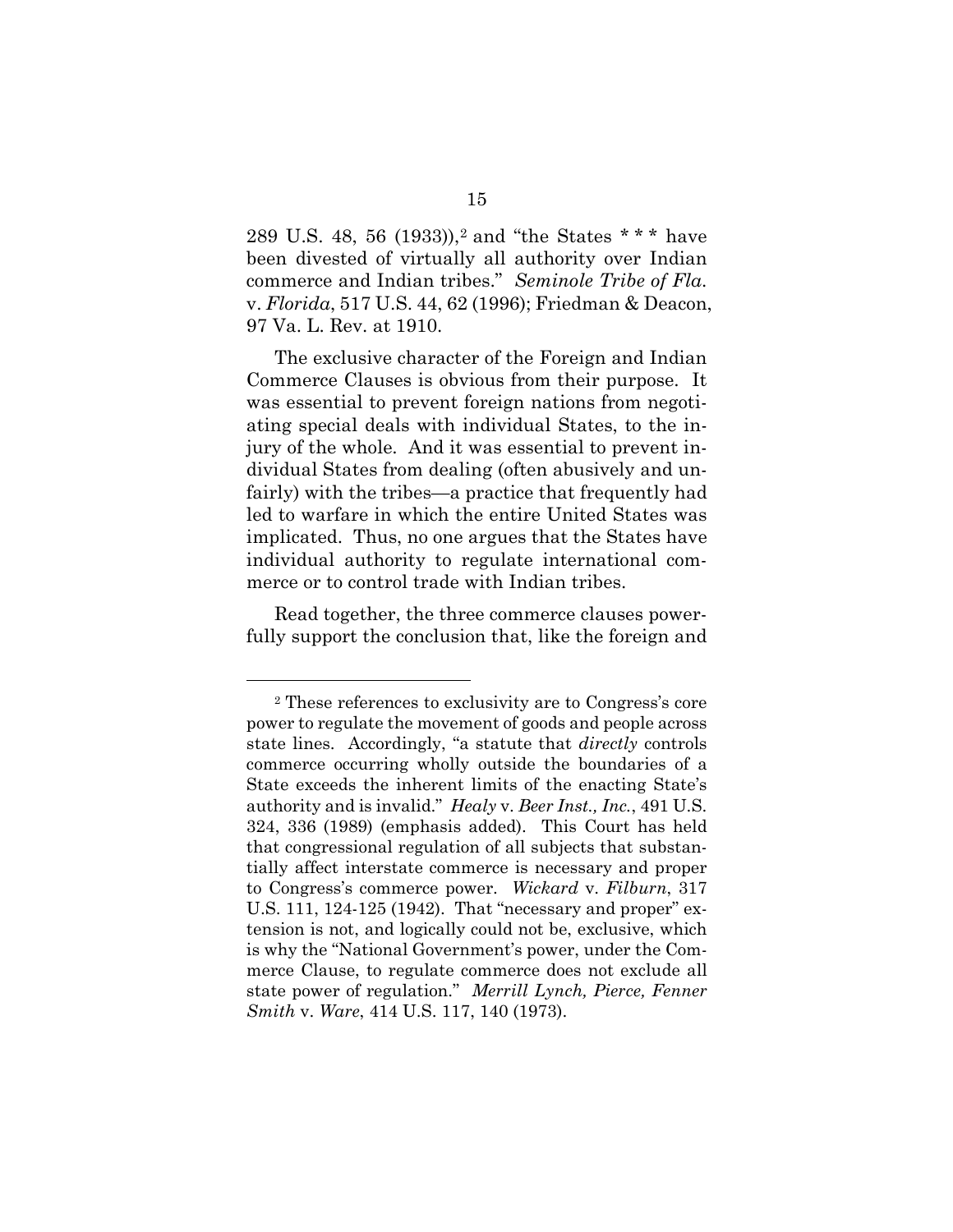289 U.S. 48, 56 (1933)),[2] and "the States * * * have been divested of virtually all authority over Indian commerce and Indian tribes." *Seminole Tribe of Fla.* v. *Florida*, 517 U.S. 44, 62 (1996); Friedman & Deacon, 97 Va. L. Rev. at 1910.

The exclusive character of the Foreign and Indian Commerce Clauses is obvious from their purpose. It was essential to prevent foreign nations from negotiating special deals with individual States, to the injury of the whole. And it was essential to prevent individual States from dealing (often abusively and unfairly) with the tribes—a practice that frequently had led to warfare in which the entire United States was implicated. Thus, no one argues that the States have individual authority to regulate international commerce or to control trade with Indian tribes.

Read together, the three commerce clauses powerfully support the conclusion that, like the foreign and

---

[2] These references to exclusivity are to Congress's core power to regulate the movement of goods and people across state lines. Accordingly, "a statute that *directly* controls commerce occurring wholly outside the boundaries of a State exceeds the inherent limits of the enacting State's authority and is invalid." *Healy* v. *Beer Inst., Inc.*, 491 U.S. 324, 336 (1989) (emphasis added). This Court has held that congressional regulation of all subjects that substantially affect interstate commerce is necessary and proper to Congress's commerce power. *Wickard* v. *Filburn*, 317 U.S. 111, 124-125 (1942). That "necessary and proper" extension is not, and logically could not be, exclusive, which is why the "National Government's power, under the Commerce Clause, to regulate commerce does not exclude all state power of regulation." *Merrill Lynch, Pierce, Fenner Smith* v. *Ware*, 414 U.S. 117, 140 (1973).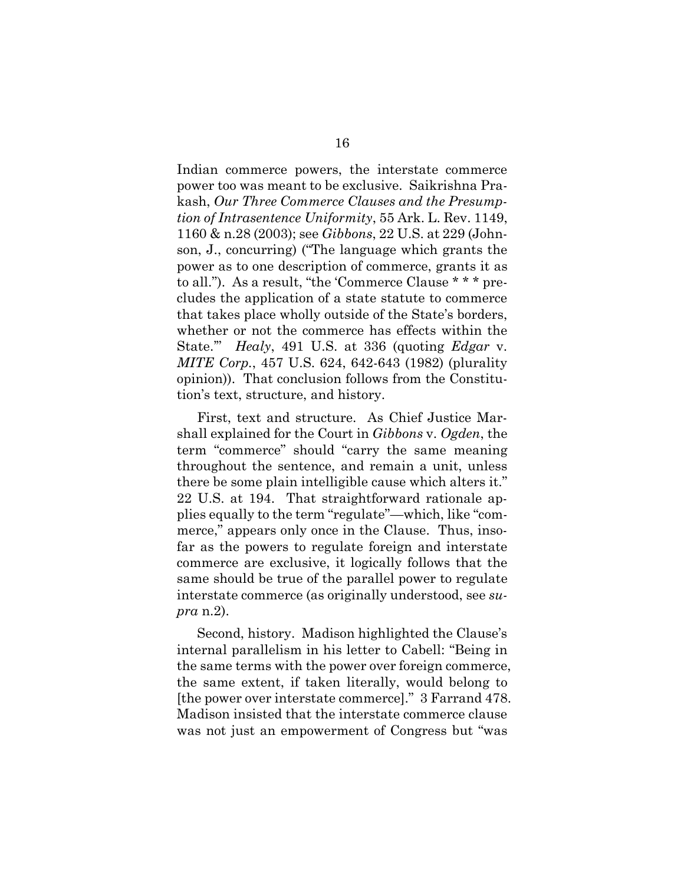Indian commerce powers, the interstate commerce power too was meant to be exclusive. Saikrishna Prakash, *Our Three Commerce Clauses and the Presumption of Intrasentence Uniformity*, 55 Ark. L. Rev. 1149, 1160 & n.28 (2003); see *Gibbons*, 22 U.S. at 229 (Johnson, J., concurring) ("The language which grants the power as to one description of commerce, grants it as to all."). As a result, "the 'Commerce Clause * * * precludes the application of a state statute to commerce that takes place wholly outside of the State's borders, whether or not the commerce has effects within the State.'" *Healy*, 491 U.S. at 336 (quoting *Edgar* v. *MITE Corp.*, 457 U.S. 624, 642-643 (1982) (plurality opinion)). That conclusion follows from the Constitution's text, structure, and history.

First, text and structure. As Chief Justice Marshall explained for the Court in *Gibbons* v. *Ogden*, the term "commerce" should "carry the same meaning throughout the sentence, and remain a unit, unless there be some plain intelligible cause which alters it." 22 U.S. at 194. That straightforward rationale applies equally to the term "regulate"—which, like "commerce," appears only once in the Clause. Thus, insofar as the powers to regulate foreign and interstate commerce are exclusive, it logically follows that the same should be true of the parallel power to regulate interstate commerce (as originally understood, see *supra* n.2).

Second, history. Madison highlighted the Clause's internal parallelism in his letter to Cabell: "Being in the same terms with the power over foreign commerce, the same extent, if taken literally, would belong to [the power over interstate commerce]." 3 Farrand 478. Madison insisted that the interstate commerce clause was not just an empowerment of Congress but "was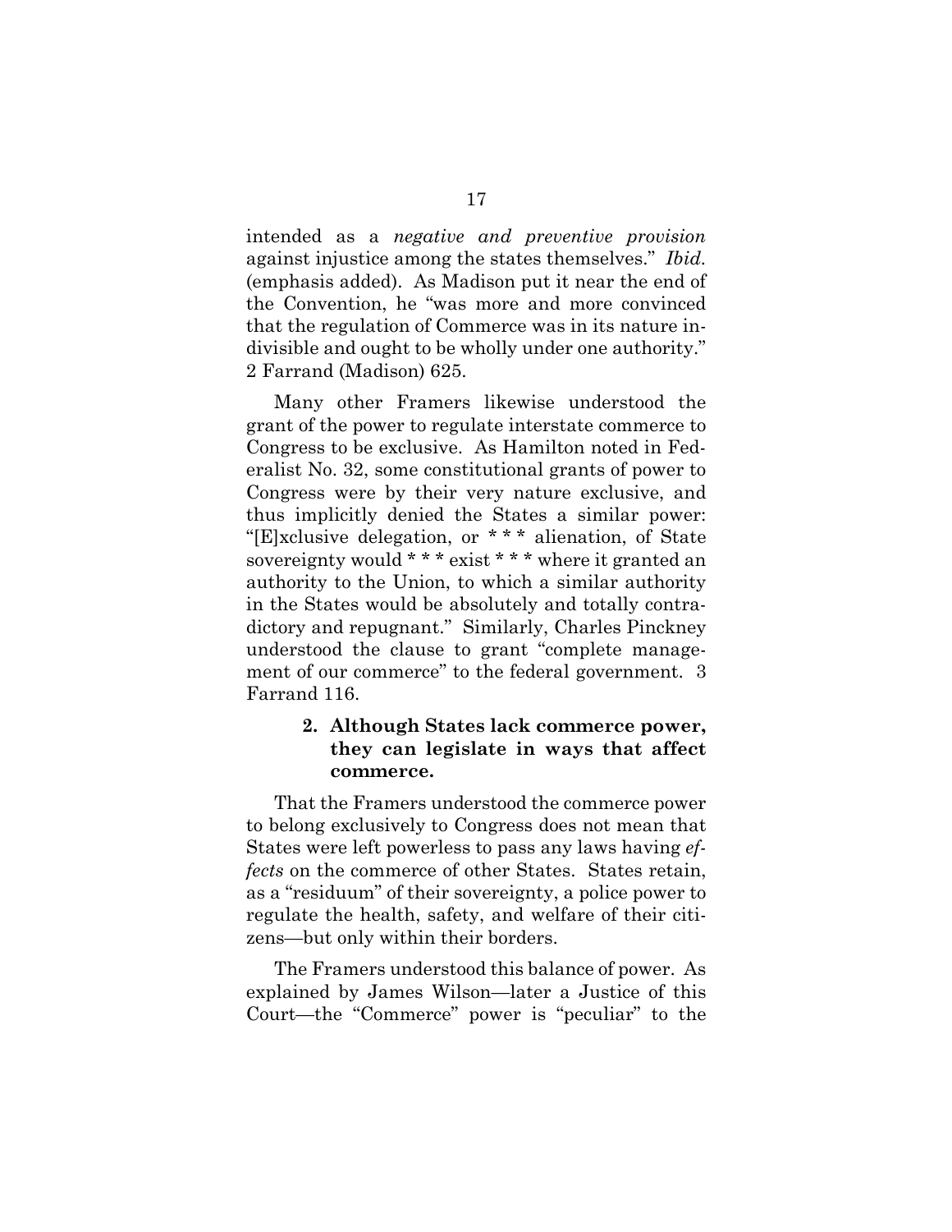intended as a *negative and preventive provision* against injustice among the states themselves." *Ibid.* (emphasis added). As Madison put it near the end of the Convention, he "was more and more convinced that the regulation of Commerce was in its nature indivisible and ought to be wholly under one authority." 2 Farrand (Madison) 625.

Many other Framers likewise understood the grant of the power to regulate interstate commerce to Congress to be exclusive. As Hamilton noted in Federalist No. 32, some constitutional grants of power to Congress were by their very nature exclusive, and thus implicitly denied the States a similar power: "[E]xclusive delegation, or * * * alienation, of State sovereignty would * * * exist * * * where it granted an authority to the Union, to which a similar authority in the States would be absolutely and totally contradictory and repugnant." Similarly, Charles Pinckney understood the clause to grant "complete management of our commerce" to the federal government. 3 Farrand 116.

#### 2. Although States lack commerce power, they can legislate in ways that affect commerce.

That the Framers understood the commerce power to belong exclusively to Congress does not mean that States were left powerless to pass any laws having *effects* on the commerce of other States. States retain, as a "residuum" of their sovereignty, a police power to regulate the health, safety, and welfare of their citizens—but only within their borders.

The Framers understood this balance of power. As explained by James Wilson—later a Justice of this Court—the "Commerce" power is "peculiar" to the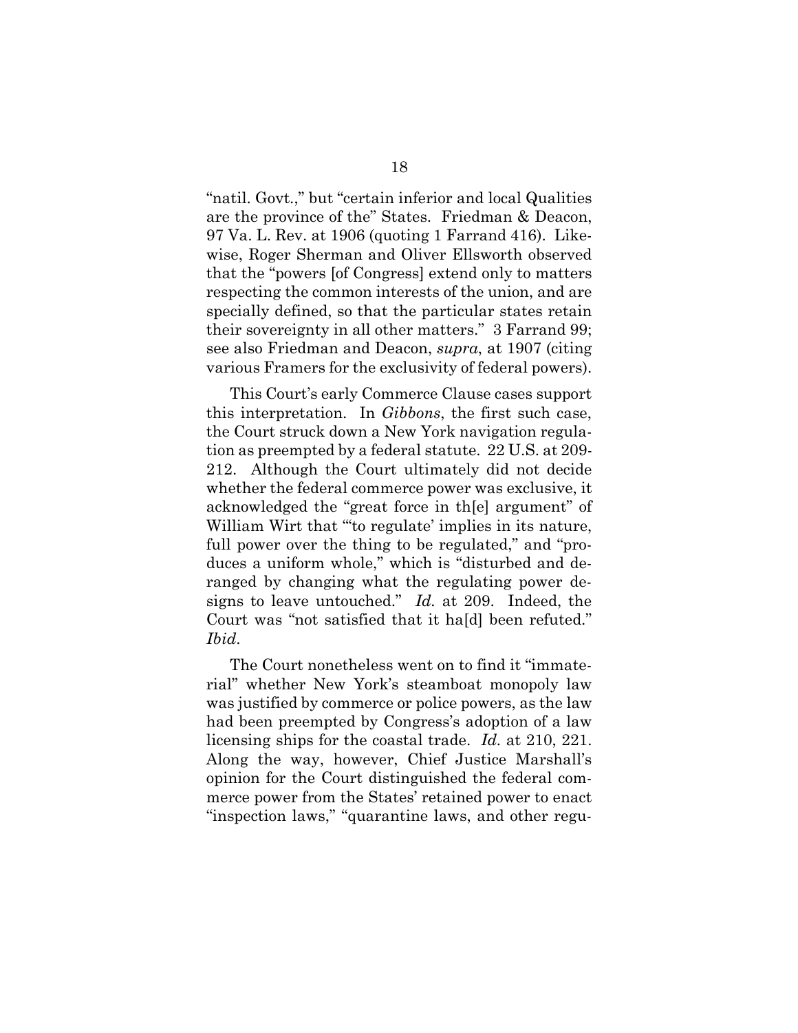"natil. Govt.," but "certain inferior and local Qualities are the province of the" States. Friedman & Deacon, 97 Va. L. Rev. at 1906 (quoting 1 Farrand 416). Likewise, Roger Sherman and Oliver Ellsworth observed that the "powers [of Congress] extend only to matters respecting the common interests of the union, and are specially defined, so that the particular states retain their sovereignty in all other matters." 3 Farrand 99; see also Friedman and Deacon, *supra*, at 1907 (citing various Framers for the exclusivity of federal powers).

This Court's early Commerce Clause cases support this interpretation. In *Gibbons*, the first such case, the Court struck down a New York navigation regulation as preempted by a federal statute. 22 U.S. at 209-212. Although the Court ultimately did not decide whether the federal commerce power was exclusive, it acknowledged the "great force in th[e] argument" of William Wirt that "'to regulate' implies in its nature, full power over the thing to be regulated," and "produces a uniform whole," which is "disturbed and deranged by changing what the regulating power designs to leave untouched." *Id.* at 209. Indeed, the Court was "not satisfied that it ha[d] been refuted." *Ibid*.

The Court nonetheless went on to find it "immaterial" whether New York's steamboat monopoly law was justified by commerce or police powers, as the law had been preempted by Congress's adoption of a law licensing ships for the coastal trade. *Id.* at 210, 221. Along the way, however, Chief Justice Marshall's opinion for the Court distinguished the federal commerce power from the States' retained power to enact "inspection laws," "quarantine laws, and other regu-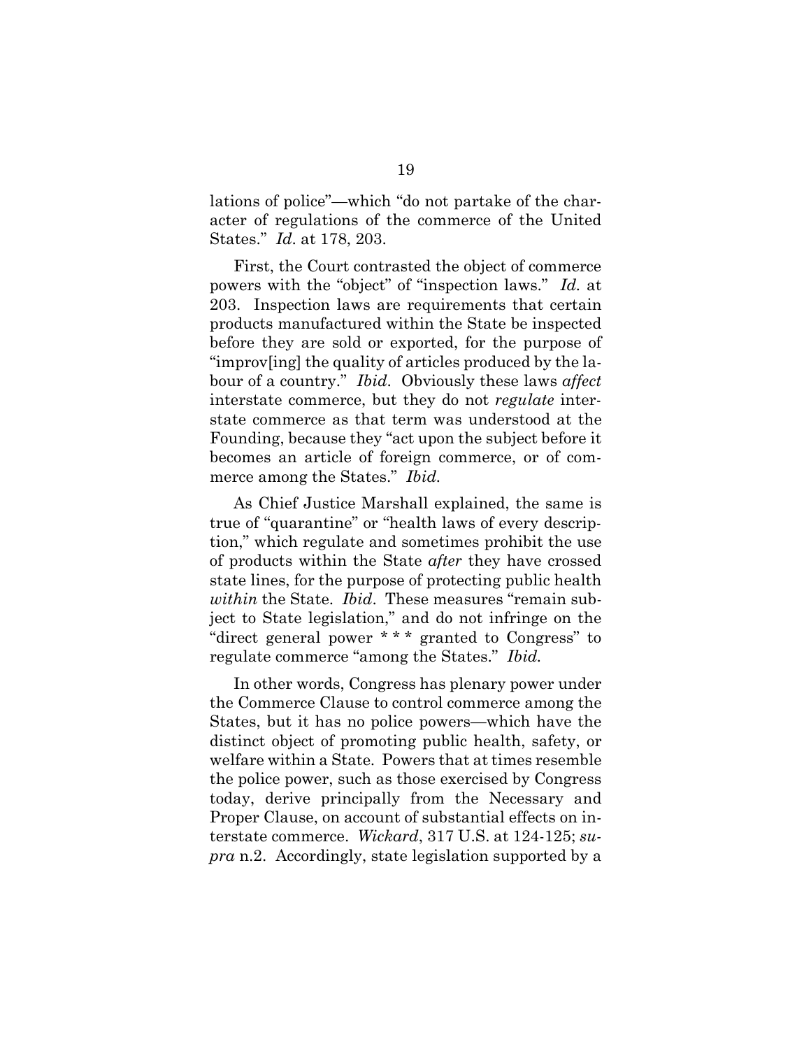lations of police"—which "do not partake of the character of regulations of the commerce of the United States." *Id*. at 178, 203.

First, the Court contrasted the object of commerce powers with the "object" of "inspection laws." *Id.* at 203. Inspection laws are requirements that certain products manufactured within the State be inspected before they are sold or exported, for the purpose of "improv[ing] the quality of articles produced by the labour of a country." *Ibid*. Obviously these laws *affect* interstate commerce, but they do not *regulate* interstate commerce as that term was understood at the Founding, because they "act upon the subject before it becomes an article of foreign commerce, or of commerce among the States." *Ibid.*

As Chief Justice Marshall explained, the same is true of "quarantine" or "health laws of every description," which regulate and sometimes prohibit the use of products within the State *after* they have crossed state lines, for the purpose of protecting public health *within* the State. *Ibid*. These measures "remain subject to State legislation," and do not infringe on the "direct general power * * * granted to Congress" to regulate commerce "among the States." *Ibid.*

In other words, Congress has plenary power under the Commerce Clause to control commerce among the States, but it has no police powers—which have the distinct object of promoting public health, safety, or welfare within a State. Powers that at times resemble the police power, such as those exercised by Congress today, derive principally from the Necessary and Proper Clause, on account of substantial effects on interstate commerce. *Wickard*, 317 U.S. at 124-125; *supra* n.2. Accordingly, state legislation supported by a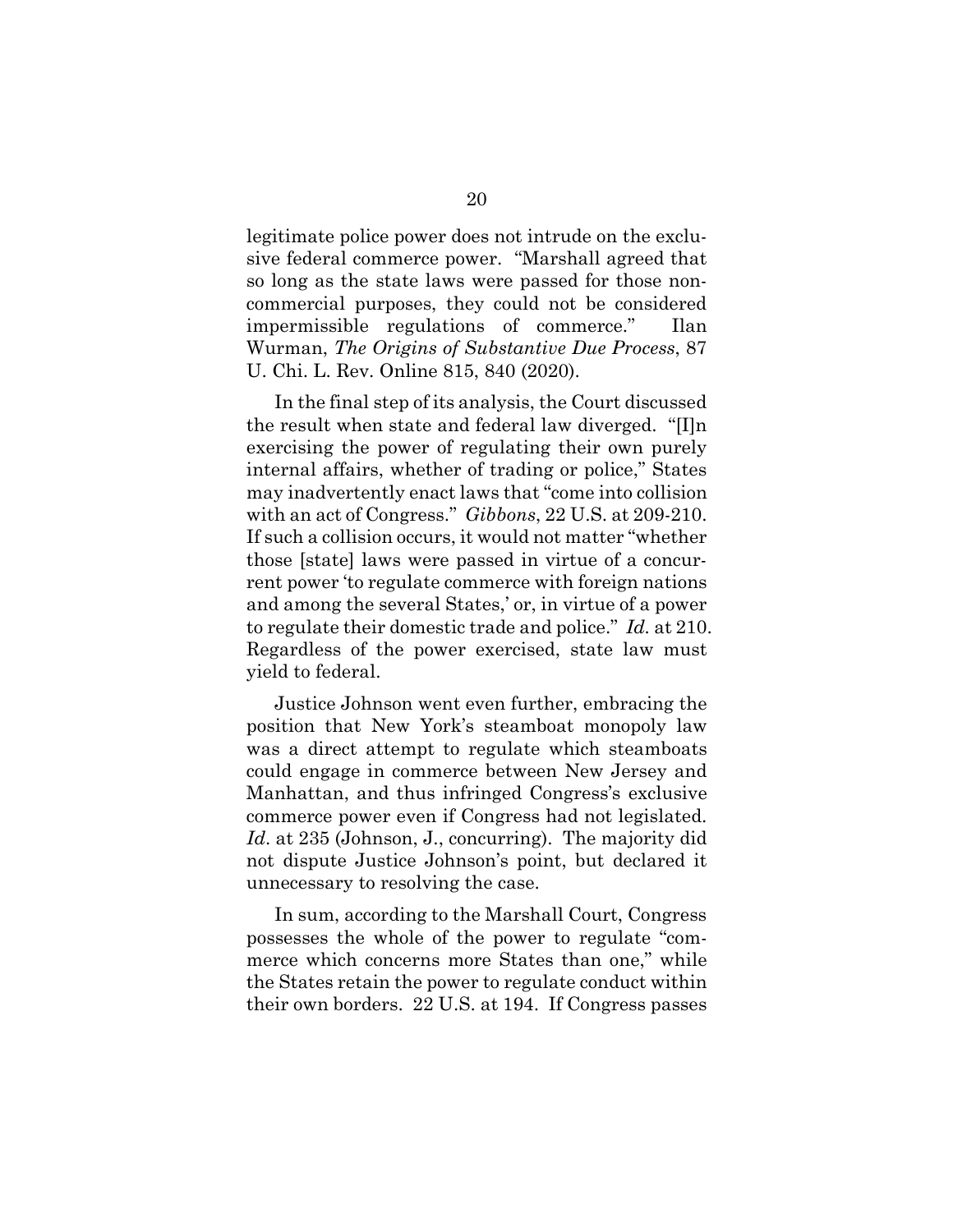legitimate police power does not intrude on the exclusive federal commerce power. "Marshall agreed that so long as the state laws were passed for those non-commercial purposes, they could not be considered impermissible regulations of commerce." Ilan Wurman, *The Origins of Substantive Due Process*, 87 U. Chi. L. Rev. Online 815, 840 (2020).

In the final step of its analysis, the Court discussed the result when state and federal law diverged. "[I]n exercising the power of regulating their own purely internal affairs, whether of trading or police," States may inadvertently enact laws that "come into collision with an act of Congress." *Gibbons*, 22 U.S. at 209-210. If such a collision occurs, it would not matter "whether those [state] laws were passed in virtue of a concurrent power 'to regulate commerce with foreign nations and among the several States,' or, in virtue of a power to regulate their domestic trade and police." *Id.* at 210. Regardless of the power exercised, state law must yield to federal.

Justice Johnson went even further, embracing the position that New York's steamboat monopoly law was a direct attempt to regulate which steamboats could engage in commerce between New Jersey and Manhattan, and thus infringed Congress's exclusive commerce power even if Congress had not legislated. *Id.* at 235 (Johnson, J., concurring). The majority did not dispute Justice Johnson's point, but declared it unnecessary to resolving the case.

In sum, according to the Marshall Court, Congress possesses the whole of the power to regulate "commerce which concerns more States than one," while the States retain the power to regulate conduct within their own borders. 22 U.S. at 194. If Congress passes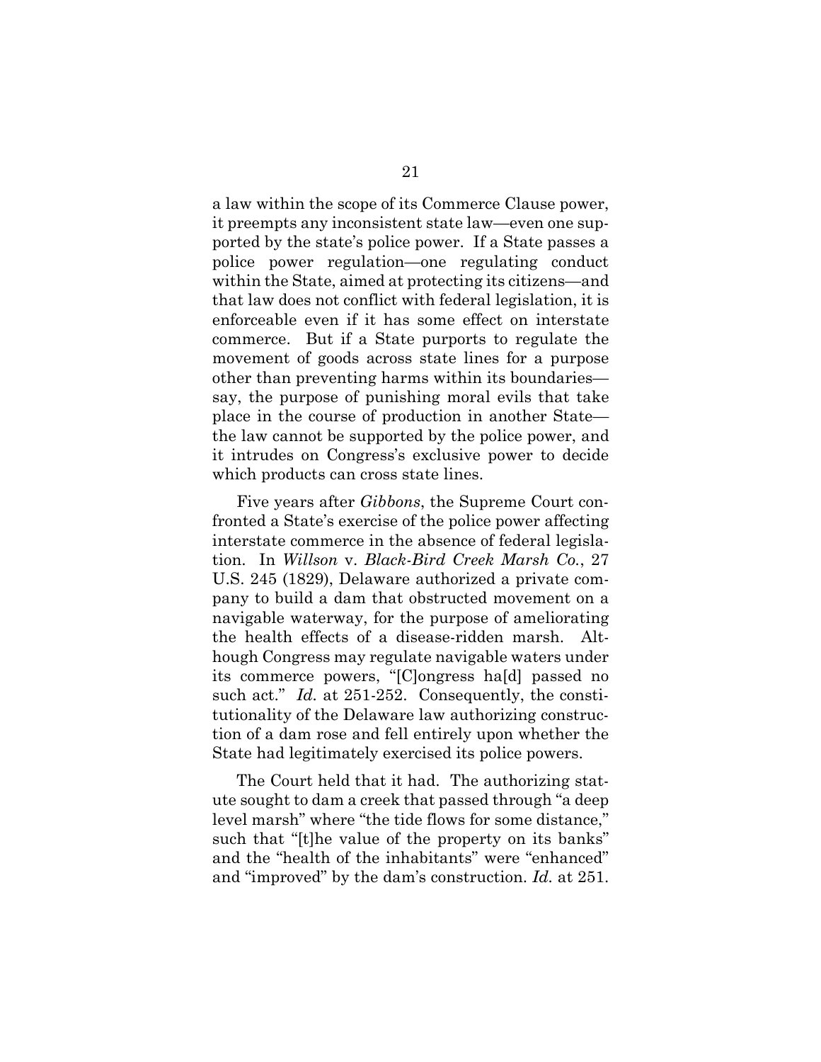a law within the scope of its Commerce Clause power, it preempts any inconsistent state law—even one supported by the state's police power. If a State passes a police power regulation—one regulating conduct within the State, aimed at protecting its citizens—and that law does not conflict with federal legislation, it is enforceable even if it has some effect on interstate commerce. But if a State purports to regulate the movement of goods across state lines for a purpose other than preventing harms within its boundaries—say, the purpose of punishing moral evils that take place in the course of production in another State—the law cannot be supported by the police power, and it intrudes on Congress's exclusive power to decide which products can cross state lines.

Five years after *Gibbons*, the Supreme Court confronted a State's exercise of the police power affecting interstate commerce in the absence of federal legislation. In *Willson* v. *Black-Bird Creek Marsh Co.*, 27 U.S. 245 (1829), Delaware authorized a private company to build a dam that obstructed movement on a navigable waterway, for the purpose of ameliorating the health effects of a disease-ridden marsh. Although Congress may regulate navigable waters under its commerce powers, "[C]ongress ha[d] passed no such act." *Id.* at 251-252. Consequently, the constitutionality of the Delaware law authorizing construction of a dam rose and fell entirely upon whether the State had legitimately exercised its police powers.

The Court held that it had. The authorizing statute sought to dam a creek that passed through "a deep level marsh" where "the tide flows for some distance," such that "[t]he value of the property on its banks" and the "health of the inhabitants" were "enhanced" and "improved" by the dam's construction. *Id.* at 251.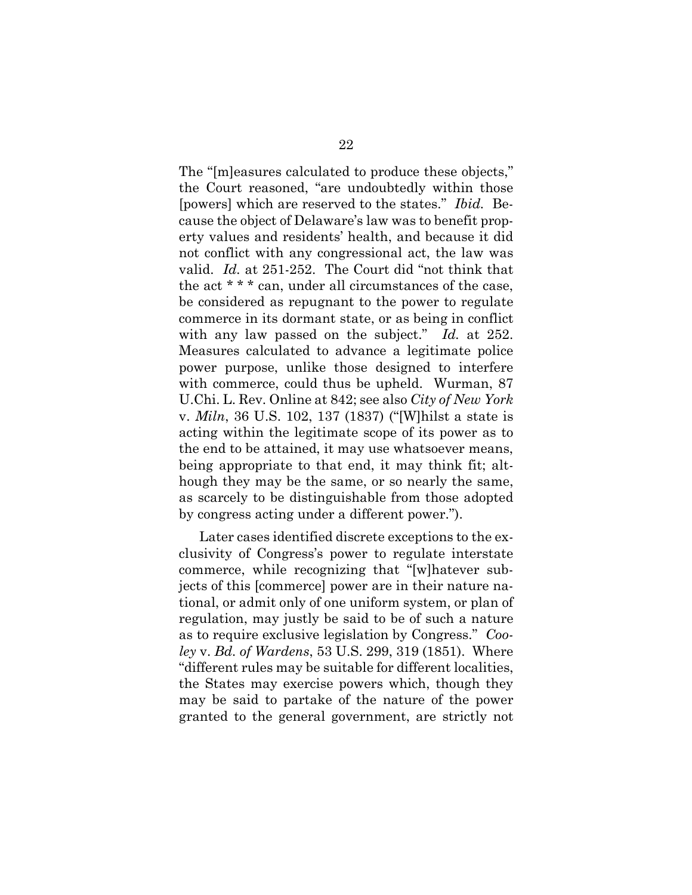The "[m]easures calculated to produce these objects," the Court reasoned, "are undoubtedly within those [powers] which are reserved to the states." *Ibid.* Because the object of Delaware's law was to benefit property values and residents' health, and because it did not conflict with any congressional act, the law was valid. *Id.* at 251-252. The Court did "not think that the act * * * can, under all circumstances of the case, be considered as repugnant to the power to regulate commerce in its dormant state, or as being in conflict with any law passed on the subject." *Id.* at 252. Measures calculated to advance a legitimate police power purpose, unlike those designed to interfere with commerce, could thus be upheld. Wurman, 87 U.Chi. L. Rev. Online at 842; see also *City of New York* v. *Miln*, 36 U.S. 102, 137 (1837) ("[W]hilst a state is acting within the legitimate scope of its power as to the end to be attained, it may use whatsoever means, being appropriate to that end, it may think fit; although they may be the same, or so nearly the same, as scarcely to be distinguishable from those adopted by congress acting under a different power.").

Later cases identified discrete exceptions to the exclusivity of Congress's power to regulate interstate commerce, while recognizing that "[w]hatever subjects of this [commerce] power are in their nature national, or admit only of one uniform system, or plan of regulation, may justly be said to be of such a nature as to require exclusive legislation by Congress." *Cooley* v. *Bd. of Wardens*, 53 U.S. 299, 319 (1851). Where "different rules may be suitable for different localities, the States may exercise powers which, though they may be said to partake of the nature of the power granted to the general government, are strictly not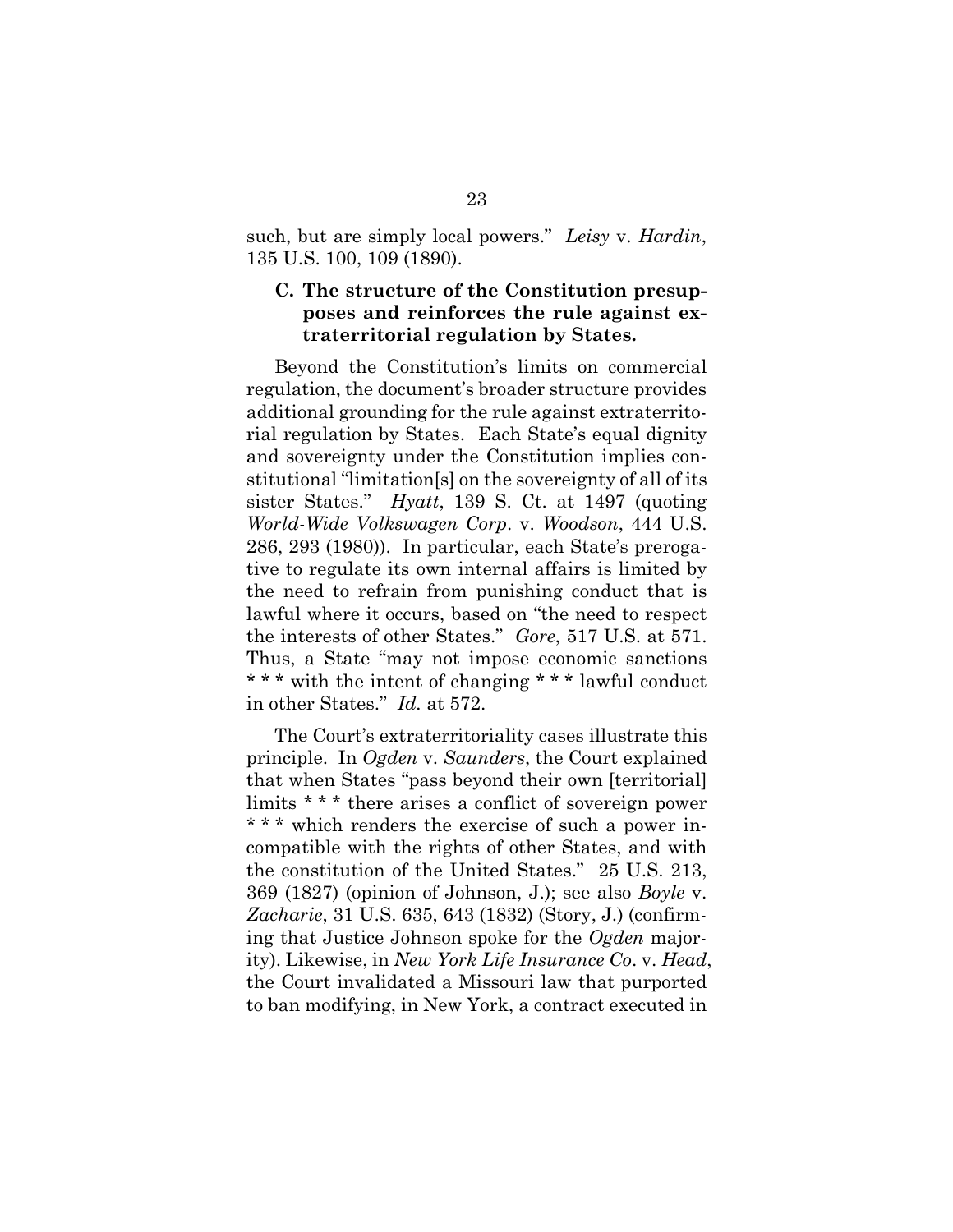such, but are simply local powers." *Leisy* v. *Hardin*, 135 U.S. 100, 109 (1890).

### C. The structure of the Constitution presupposes and reinforces the rule against extraterritorial regulation by States.

Beyond the Constitution's limits on commercial regulation, the document's broader structure provides additional grounding for the rule against extraterritorial regulation by States. Each State's equal dignity and sovereignty under the Constitution implies constitutional "limitation[s] on the sovereignty of all of its sister States." *Hyatt*, 139 S. Ct. at 1497 (quoting *World-Wide Volkswagen Corp*. v. *Woodson*, 444 U.S. 286, 293 (1980)). In particular, each State's prerogative to regulate its own internal affairs is limited by the need to refrain from punishing conduct that is lawful where it occurs, based on "the need to respect the interests of other States." *Gore*, 517 U.S. at 571. Thus, a State "may not impose economic sanctions * * * with the intent of changing * * * lawful conduct in other States." *Id.* at 572.

The Court's extraterritoriality cases illustrate this principle. In *Ogden* v. *Saunders*, the Court explained that when States "pass beyond their own [territorial] limits * * * there arises a conflict of sovereign power * * * which renders the exercise of such a power incompatible with the rights of other States, and with the constitution of the United States." 25 U.S. 213, 369 (1827) (opinion of Johnson, J.); see also *Boyle* v. *Zacharie*, 31 U.S. 635, 643 (1832) (Story, J.) (confirming that Justice Johnson spoke for the *Ogden* majority). Likewise, in *New York Life Insurance Co*. v. *Head*, the Court invalidated a Missouri law that purported to ban modifying, in New York, a contract executed in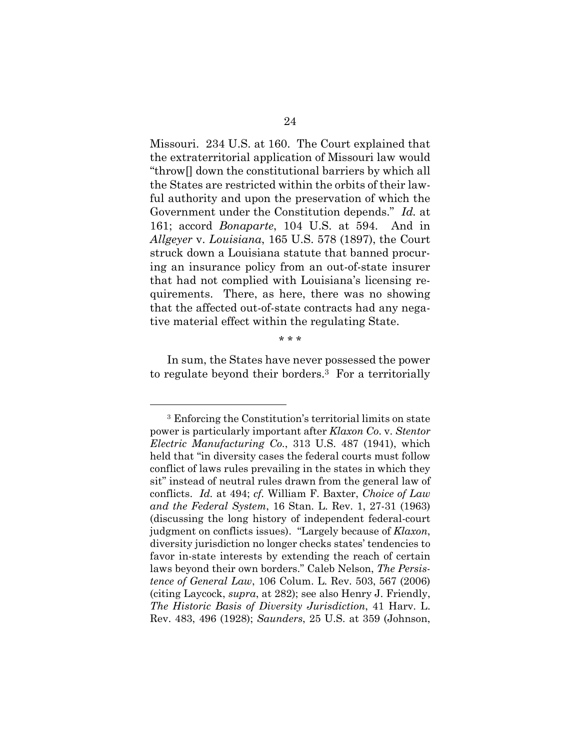Missouri. 234 U.S. at 160. The Court explained that the extraterritorial application of Missouri law would "throw[] down the constitutional barriers by which all the States are restricted within the orbits of their lawful authority and upon the preservation of which the Government under the Constitution depends." *Id.* at 161; accord *Bonaparte*, 104 U.S. at 594. And in *Allgeyer* v. *Louisiana*, 165 U.S. 578 (1897), the Court struck down a Louisiana statute that banned procuring an insurance policy from an out-of-state insurer that had not complied with Louisiana's licensing requirements. There, as here, there was no showing that the affected out-of-state contracts had any negative material effect within the regulating State.

\* \* \*

In sum, the States have never possessed the power to regulate beyond their borders.[3] For a territorially

---

[3] Enforcing the Constitution's territorial limits on state power is particularly important after *Klaxon Co.* v. *Stentor Electric Manufacturing Co.*, 313 U.S. 487 (1941), which held that "in diversity cases the federal courts must follow conflict of laws rules prevailing in the states in which they sit" instead of neutral rules drawn from the general law of conflicts. *Id.* at 494; *cf.* William F. Baxter, *Choice of Law and the Federal System*, 16 Stan. L. Rev. 1, 27-31 (1963) (discussing the long history of independent federal-court judgment on conflicts issues). "Largely because of *Klaxon*, diversity jurisdiction no longer checks states' tendencies to favor in-state interests by extending the reach of certain laws beyond their own borders." Caleb Nelson, *The Persistence of General Law*, 106 Colum. L. Rev. 503, 567 (2006) (citing Laycock, *supra*, at 282); see also Henry J. Friendly, *The Historic Basis of Diversity Jurisdiction*, 41 Harv. L. Rev. 483, 496 (1928); *Saunders*, 25 U.S. at 359 (Johnson,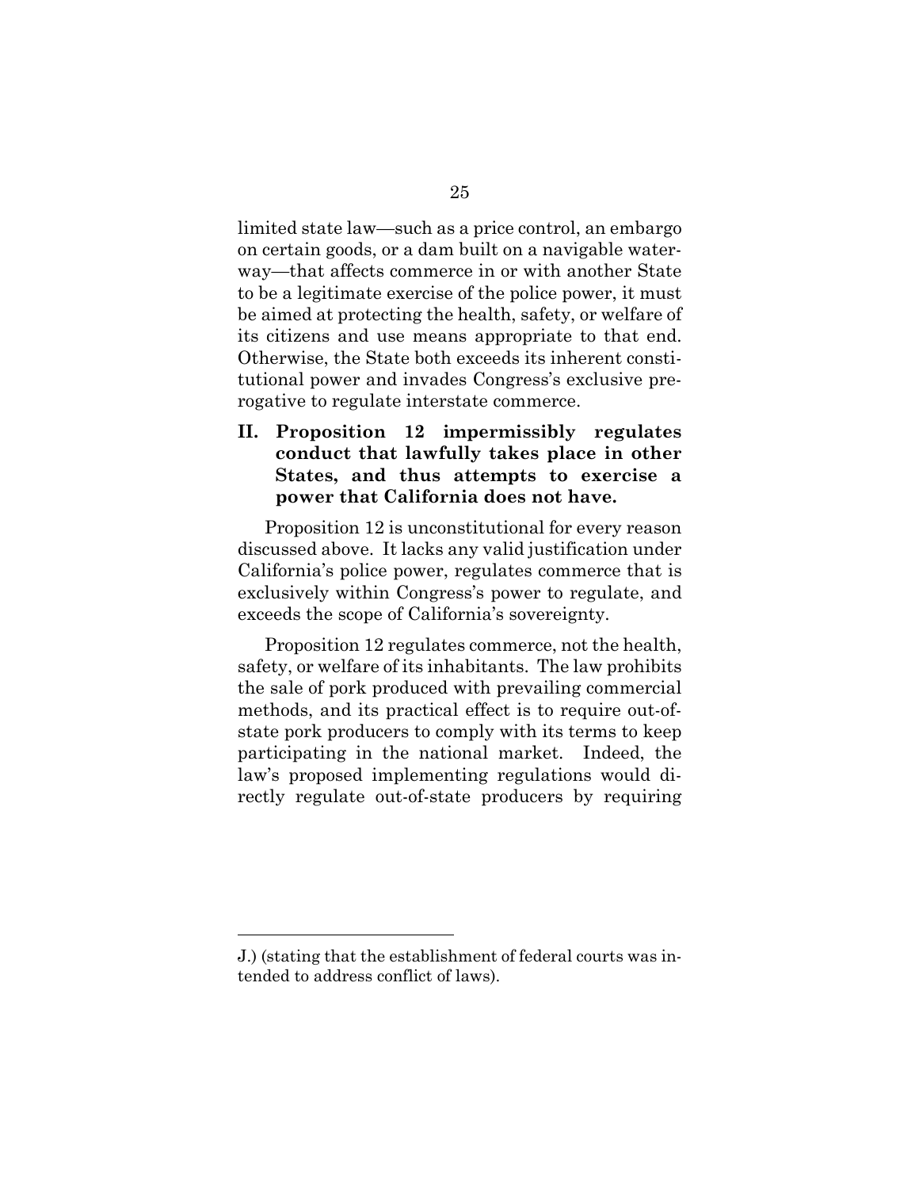limited state law—such as a price control, an embargo on certain goods, or a dam built on a navigable waterway—that affects commerce in or with another State to be a legitimate exercise of the police power, it must be aimed at protecting the health, safety, or welfare of its citizens and use means appropriate to that end. Otherwise, the State both exceeds its inherent constitutional power and invades Congress's exclusive prerogative to regulate interstate commerce.

## II. Proposition 12 impermissibly regulates conduct that lawfully takes place in other States, and thus attempts to exercise a power that California does not have.

Proposition 12 is unconstitutional for every reason discussed above. It lacks any valid justification under California's police power, regulates commerce that is exclusively within Congress's power to regulate, and exceeds the scope of California's sovereignty.

Proposition 12 regulates commerce, not the health, safety, or welfare of its inhabitants. The law prohibits the sale of pork produced with prevailing commercial methods, and its practical effect is to require out-of-state pork producers to comply with its terms to keep participating in the national market. Indeed, the law's proposed implementing regulations would directly regulate out-of-state producers by requiring

---

J.) (stating that the establishment of federal courts was intended to address conflict of laws).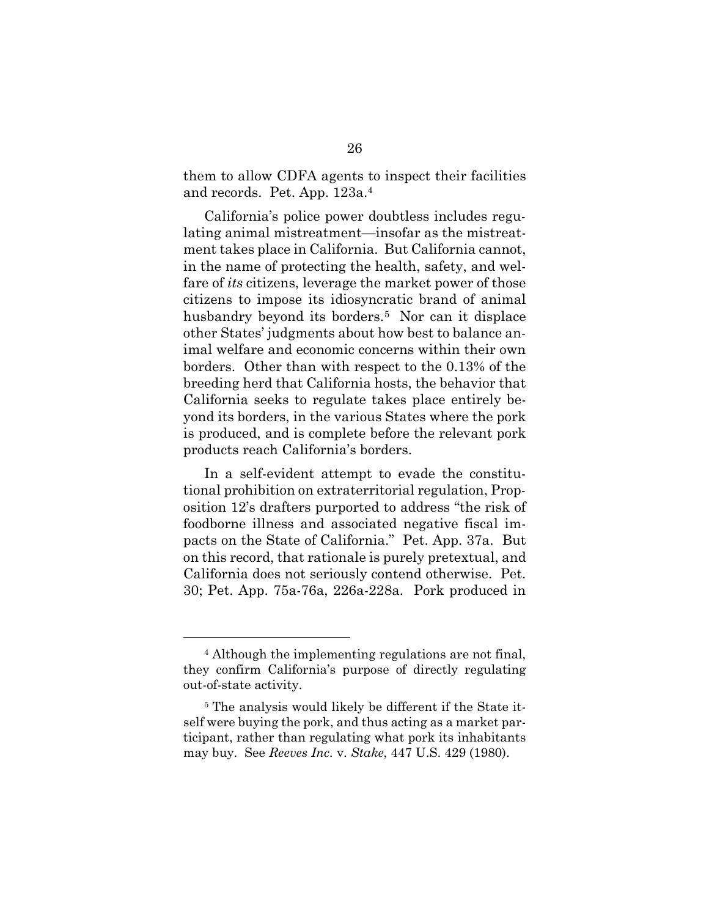them to allow CDFA agents to inspect their facilities and records. Pet. App. 123a.[4]

California's police power doubtless includes regulating animal mistreatment—insofar as the mistreatment takes place in California. But California cannot, in the name of protecting the health, safety, and welfare of *its* citizens, leverage the market power of those citizens to impose its idiosyncratic brand of animal husbandry beyond its borders.[5] Nor can it displace other States' judgments about how best to balance animal welfare and economic concerns within their own borders. Other than with respect to the 0.13% of the breeding herd that California hosts, the behavior that California seeks to regulate takes place entirely beyond its borders, in the various States where the pork is produced, and is complete before the relevant pork products reach California's borders.

In a self-evident attempt to evade the constitutional prohibition on extraterritorial regulation, Proposition 12's drafters purported to address "the risk of foodborne illness and associated negative fiscal impacts on the State of California." Pet. App. 37a. But on this record, that rationale is purely pretextual, and California does not seriously contend otherwise. Pet. 30; Pet. App. 75a-76a, 226a-228a. Pork produced in

---

[4] Although the implementing regulations are not final, they confirm California's purpose of directly regulating out-of-state activity.

[5] The analysis would likely be different if the State itself were buying the pork, and thus acting as a market participant, rather than regulating what pork its inhabitants may buy. See *Reeves Inc.* v. *Stake*, 447 U.S. 429 (1980).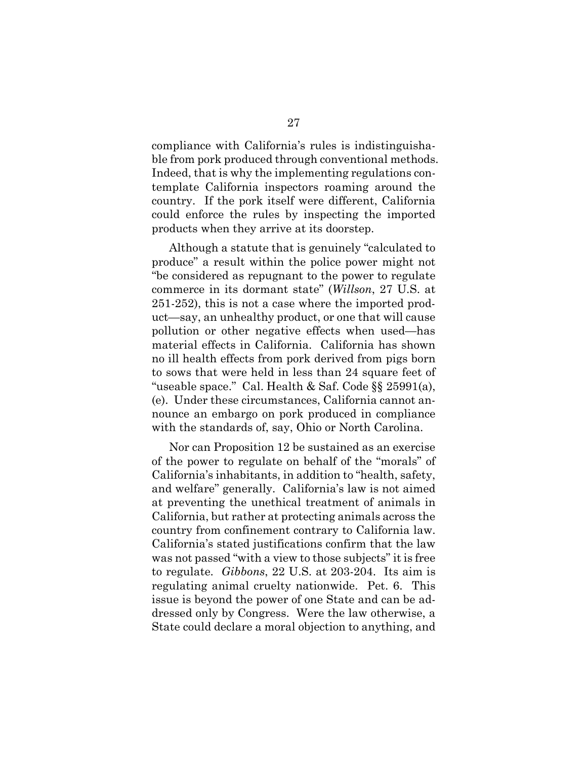compliance with California's rules is indistinguishable from pork produced through conventional methods. Indeed, that is why the implementing regulations contemplate California inspectors roaming around the country. If the pork itself were different, California could enforce the rules by inspecting the imported products when they arrive at its doorstep.

Although a statute that is genuinely "calculated to produce" a result within the police power might not "be considered as repugnant to the power to regulate commerce in its dormant state" (*Willson*, 27 U.S. at 251-252), this is not a case where the imported product—say, an unhealthy product, or one that will cause pollution or other negative effects when used—has material effects in California. California has shown no ill health effects from pork derived from pigs born to sows that were held in less than 24 square feet of "useable space." Cal. Health & Saf. Code §§ 25991(a), (e). Under these circumstances, California cannot announce an embargo on pork produced in compliance with the standards of, say, Ohio or North Carolina.

Nor can Proposition 12 be sustained as an exercise of the power to regulate on behalf of the "morals" of California's inhabitants, in addition to "health, safety, and welfare" generally. California's law is not aimed at preventing the unethical treatment of animals in California, but rather at protecting animals across the country from confinement contrary to California law. California's stated justifications confirm that the law was not passed "with a view to those subjects" it is free to regulate. *Gibbons*, 22 U.S. at 203-204. Its aim is regulating animal cruelty nationwide. Pet. 6. This issue is beyond the power of one State and can be addressed only by Congress. Were the law otherwise, a State could declare a moral objection to anything, and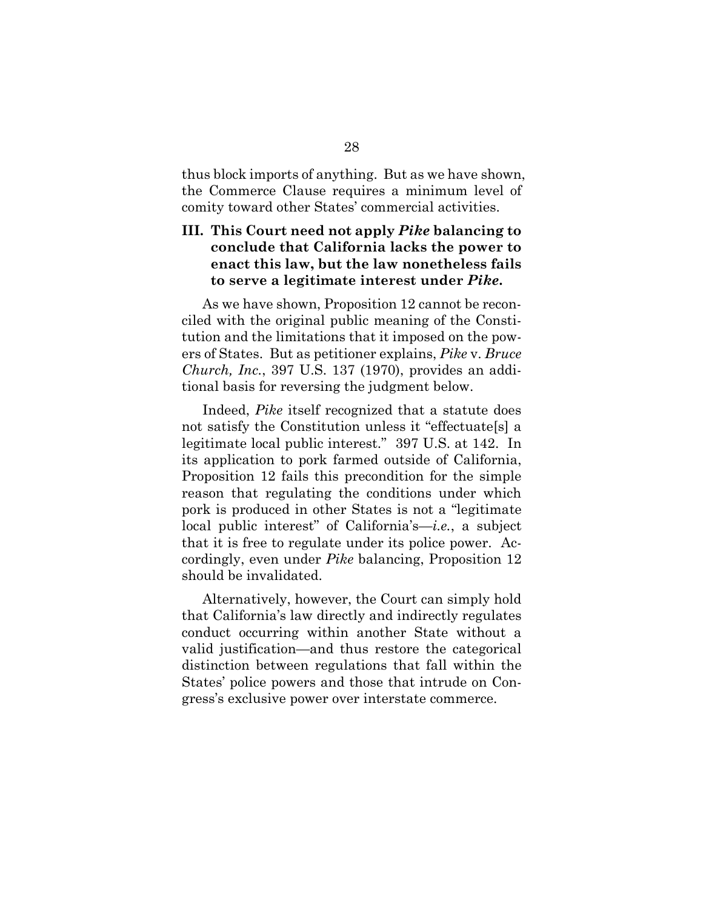thus block imports of anything. But as we have shown, the Commerce Clause requires a minimum level of comity toward other States' commercial activities.

## III. This Court need not apply *Pike* balancing to conclude that California lacks the power to enact this law, but the law nonetheless fails to serve a legitimate interest under *Pike*.

As we have shown, Proposition 12 cannot be reconciled with the original public meaning of the Constitution and the limitations that it imposed on the powers of States. But as petitioner explains, *Pike* v. *Bruce Church, Inc.*, 397 U.S. 137 (1970), provides an additional basis for reversing the judgment below.

Indeed, *Pike* itself recognized that a statute does not satisfy the Constitution unless it "effectuate[s] a legitimate local public interest." 397 U.S. at 142. In its application to pork farmed outside of California, Proposition 12 fails this precondition for the simple reason that regulating the conditions under which pork is produced in other States is not a "legitimate local public interest" of California's—*i.e.*, a subject that it is free to regulate under its police power. Accordingly, even under *Pike* balancing, Proposition 12 should be invalidated.

Alternatively, however, the Court can simply hold that California's law directly and indirectly regulates conduct occurring within another State without a valid justification—and thus restore the categorical distinction between regulations that fall within the States' police powers and those that intrude on Congress's exclusive power over interstate commerce.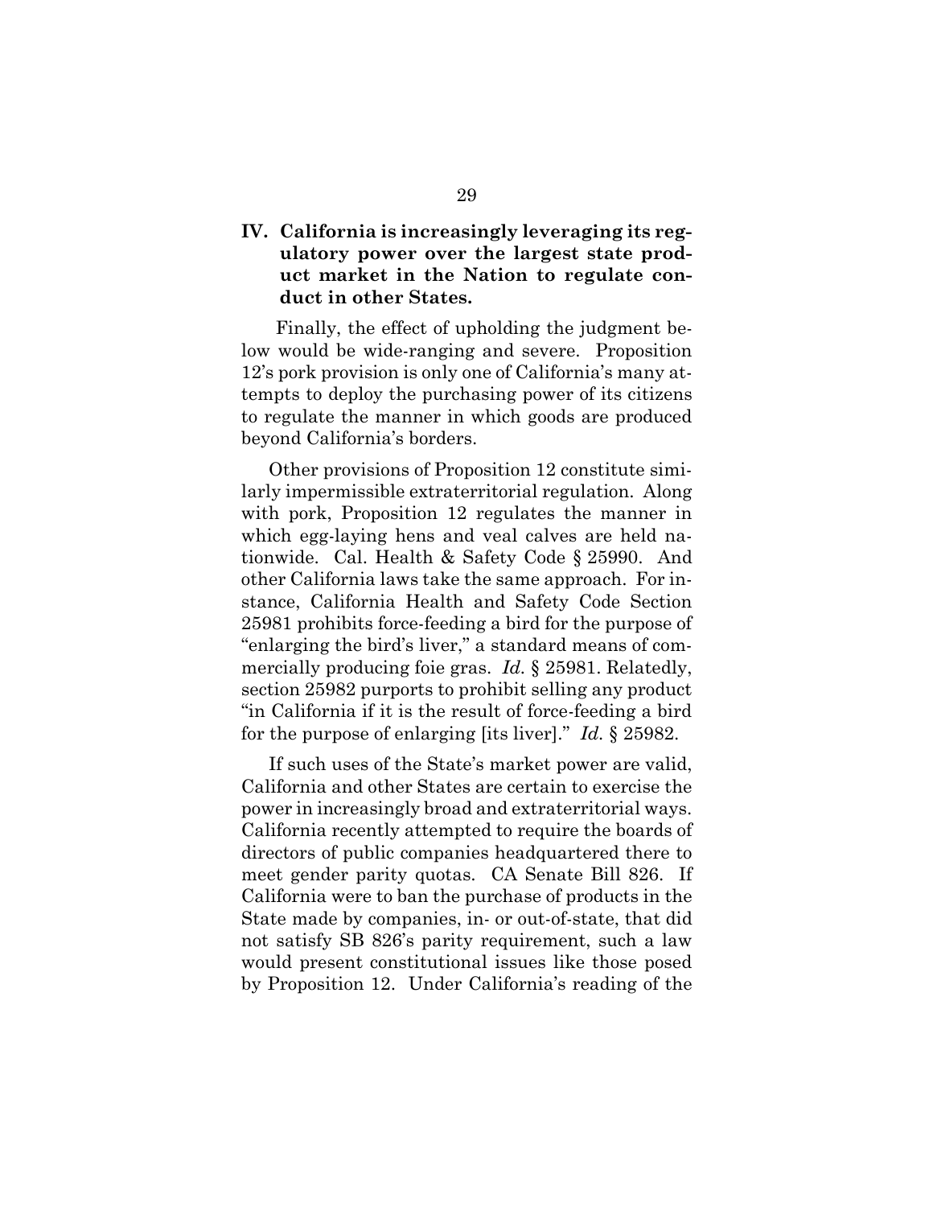## IV. California is increasingly leveraging its regulatory power over the largest state product market in the Nation to regulate conduct in other States.

Finally, the effect of upholding the judgment below would be wide-ranging and severe. Proposition 12's pork provision is only one of California's many attempts to deploy the purchasing power of its citizens to regulate the manner in which goods are produced beyond California's borders.

Other provisions of Proposition 12 constitute similarly impermissible extraterritorial regulation. Along with pork, Proposition 12 regulates the manner in which egg-laying hens and veal calves are held nationwide. Cal. Health & Safety Code § 25990. And other California laws take the same approach. For instance, California Health and Safety Code Section 25981 prohibits force-feeding a bird for the purpose of "enlarging the bird's liver," a standard means of commercially producing foie gras. *Id.* § 25981. Relatedly, section 25982 purports to prohibit selling any product "in California if it is the result of force-feeding a bird for the purpose of enlarging [its liver]." *Id.* § 25982.

If such uses of the State's market power are valid, California and other States are certain to exercise the power in increasingly broad and extraterritorial ways. California recently attempted to require the boards of directors of public companies headquartered there to meet gender parity quotas. CA Senate Bill 826. If California were to ban the purchase of products in the State made by companies, in- or out-of-state, that did not satisfy SB 826's parity requirement, such a law would present constitutional issues like those posed by Proposition 12. Under California's reading of the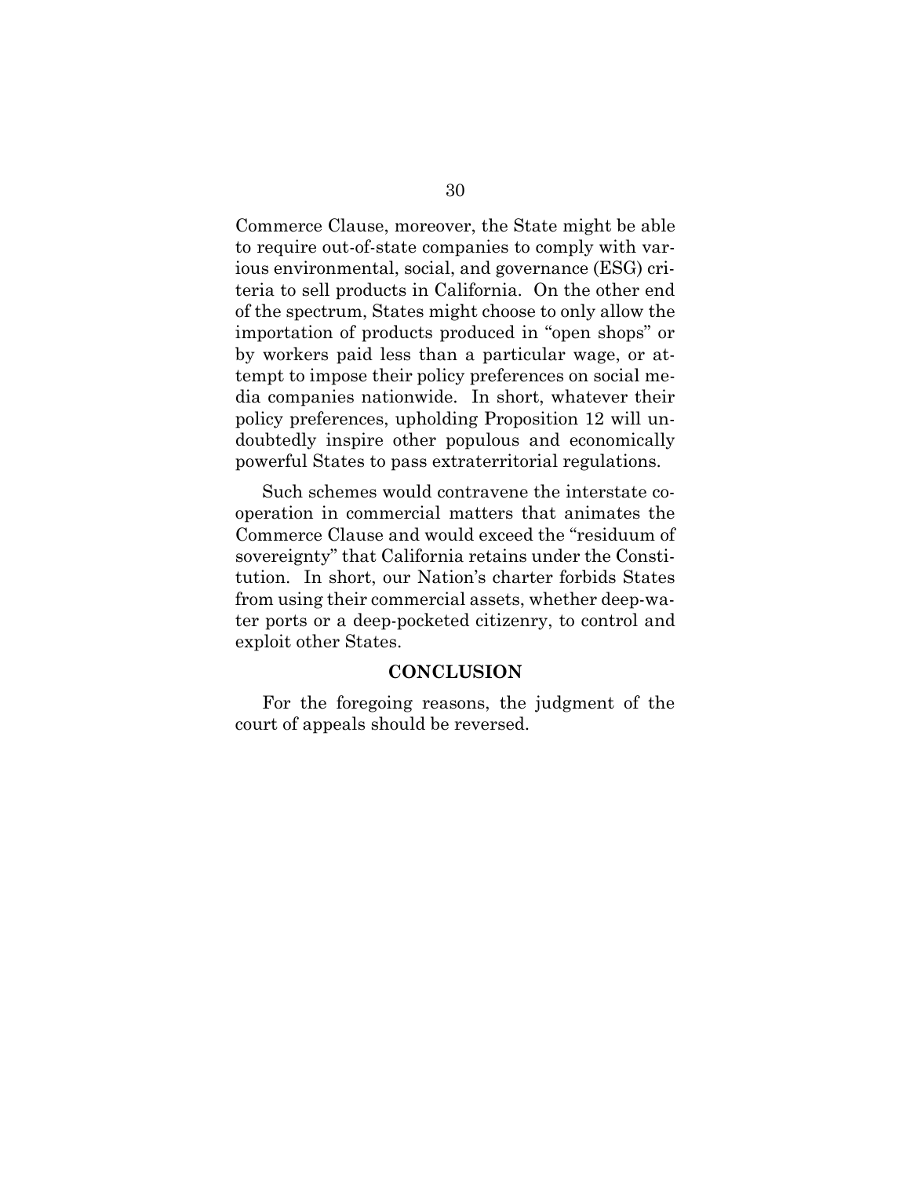Commerce Clause, moreover, the State might be able to require out-of-state companies to comply with various environmental, social, and governance (ESG) criteria to sell products in California. On the other end of the spectrum, States might choose to only allow the importation of products produced in "open shops" or by workers paid less than a particular wage, or attempt to impose their policy preferences on social media companies nationwide. In short, whatever their policy preferences, upholding Proposition 12 will undoubtedly inspire other populous and economically powerful States to pass extraterritorial regulations.

Such schemes would contravene the interstate cooperation in commercial matters that animates the Commerce Clause and would exceed the "residuum of sovereignty" that California retains under the Constitution. In short, our Nation's charter forbids States from using their commercial assets, whether deep-water ports or a deep-pocketed citizenry, to control and exploit other States.

## CONCLUSION

For the foregoing reasons, the judgment of the court of appeals should be reversed.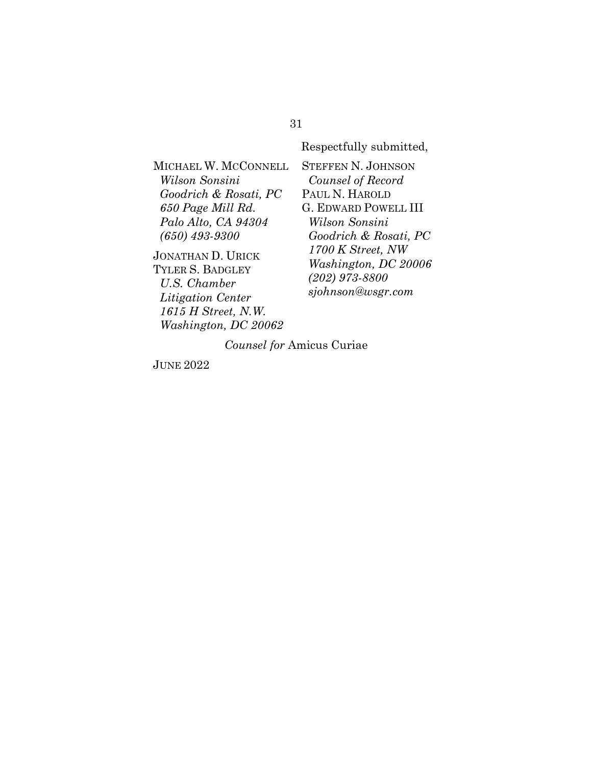Respectfully submitted,

MICHAEL W. MCCONNELL
*Wilson Sonsini*
*Goodrich & Rosati, PC*
*650 Page Mill Rd.*
*Palo Alto, CA 94304*
*(650) 493-9300*

JONATHAN D. URICK
TYLER S. BADGLEY
*U.S. Chamber*
*Litigation Center*
*1615 H Street, N.W.*
*Washington, DC 20062*

STEFFEN N. JOHNSON
*Counsel of Record*
PAUL N. HAROLD
G. EDWARD POWELL III
*Wilson Sonsini*
*Goodrich & Rosati, PC*
*1700 K Street, NW*
*Washington, DC 20006*
*(202) 973-8800*
*sjohnson@wsgr.com*

*Counsel for* Amicus Curiae

JUNE 2022